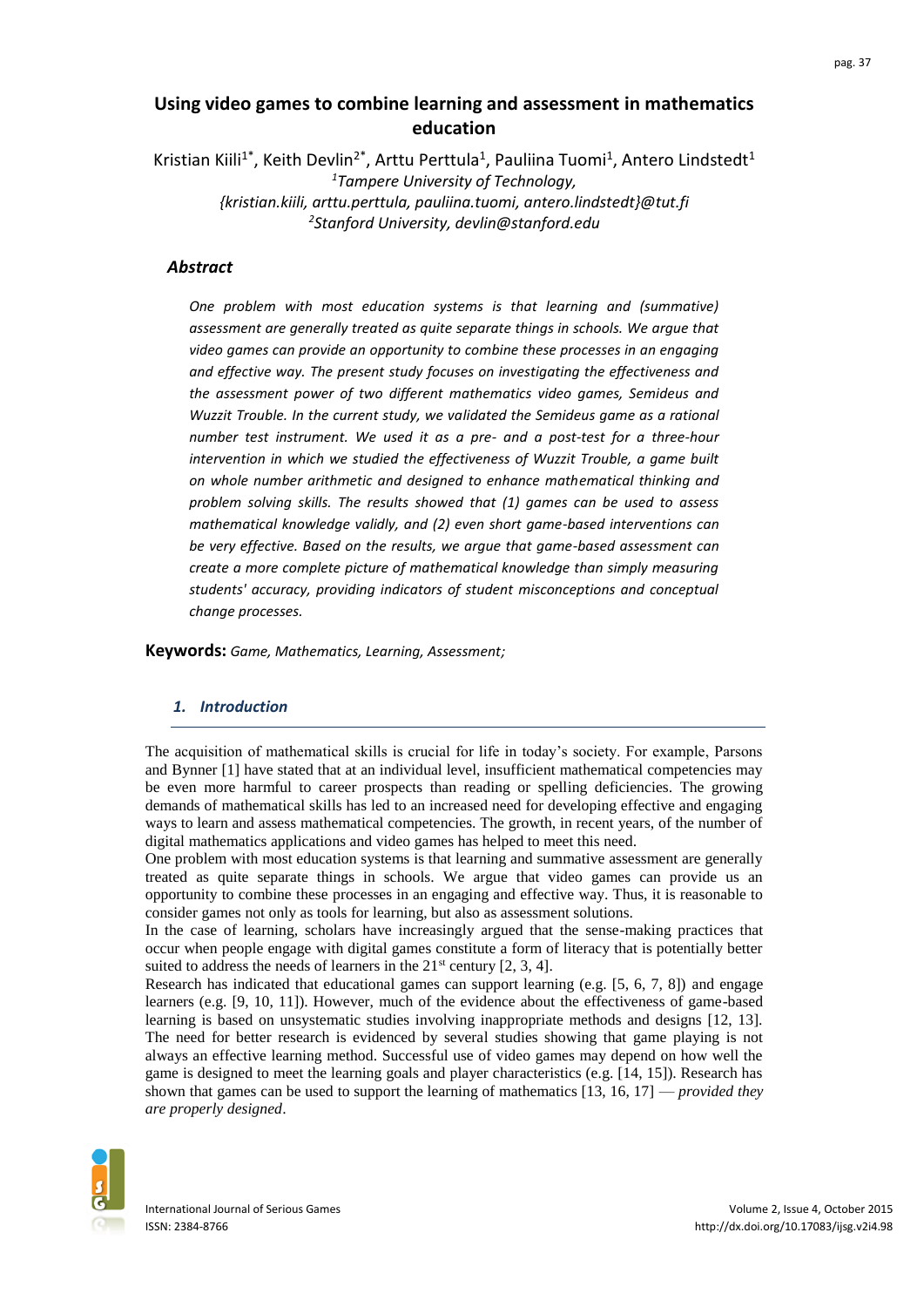# Using video games to combine learning and assessment in mathematics education

Kristian Kiili[1*], Keith Devlin[2*], Arttu Perttula[1], Pauliina Tuomi[1], Antero Lindstedt[1]

[1]*Tampere University of Technology,*
*{kristian.kiili, arttu.perttula, pauliina.tuomi, antero.lindstedt}@tut.fi*
[2]*Stanford University, devlin@stanford.edu*

## *Abstract*

*One problem with most education systems is that learning and (summative) assessment are generally treated as quite separate things in schools. We argue that video games can provide an opportunity to combine these processes in an engaging and effective way. The present study focuses on investigating the effectiveness and the assessment power of two different mathematics video games, Semideus and Wuzzit Trouble. In the current study, we validated the Semideus game as a rational number test instrument. We used it as a pre- and a post-test for a three-hour intervention in which we studied the effectiveness of Wuzzit Trouble, a game built on whole number arithmetic and designed to enhance mathematical thinking and problem solving skills. The results showed that (1) games can be used to assess mathematical knowledge validly, and (2) even short game-based interventions can be very effective. Based on the results, we argue that game-based assessment can create a more complete picture of mathematical knowledge than simply measuring students' accuracy, providing indicators of student misconceptions and conceptual change processes.*

**Keywords:** *Game, Mathematics, Learning, Assessment;*

## *1. Introduction*

The acquisition of mathematical skills is crucial for life in today's society. For example, Parsons and Bynner [1] have stated that at an individual level, insufficient mathematical competencies may be even more harmful to career prospects than reading or spelling deficiencies. The growing demands of mathematical skills has led to an increased need for developing effective and engaging ways to learn and assess mathematical competencies. The growth, in recent years, of the number of digital mathematics applications and video games has helped to meet this need.

One problem with most education systems is that learning and summative assessment are generally treated as quite separate things in schools. We argue that video games can provide us an opportunity to combine these processes in an engaging and effective way. Thus, it is reasonable to consider games not only as tools for learning, but also as assessment solutions.

In the case of learning, scholars have increasingly argued that the sense-making practices that occur when people engage with digital games constitute a form of literacy that is potentially better suited to address the needs of learners in the 21st century [2, 3, 4].

Research has indicated that educational games can support learning (e.g. [5, 6, 7, 8]) and engage learners (e.g. [9, 10, 11]). However, much of the evidence about the effectiveness of game-based learning is based on unsystematic studies involving inappropriate methods and designs [12, 13]. The need for better research is evidenced by several studies showing that game playing is not always an effective learning method. Successful use of video games may depend on how well the game is designed to meet the learning goals and player characteristics (e.g. [14, 15]). Research has shown that games can be used to support the learning of mathematics [13, 16, 17] — *provided they are properly designed*.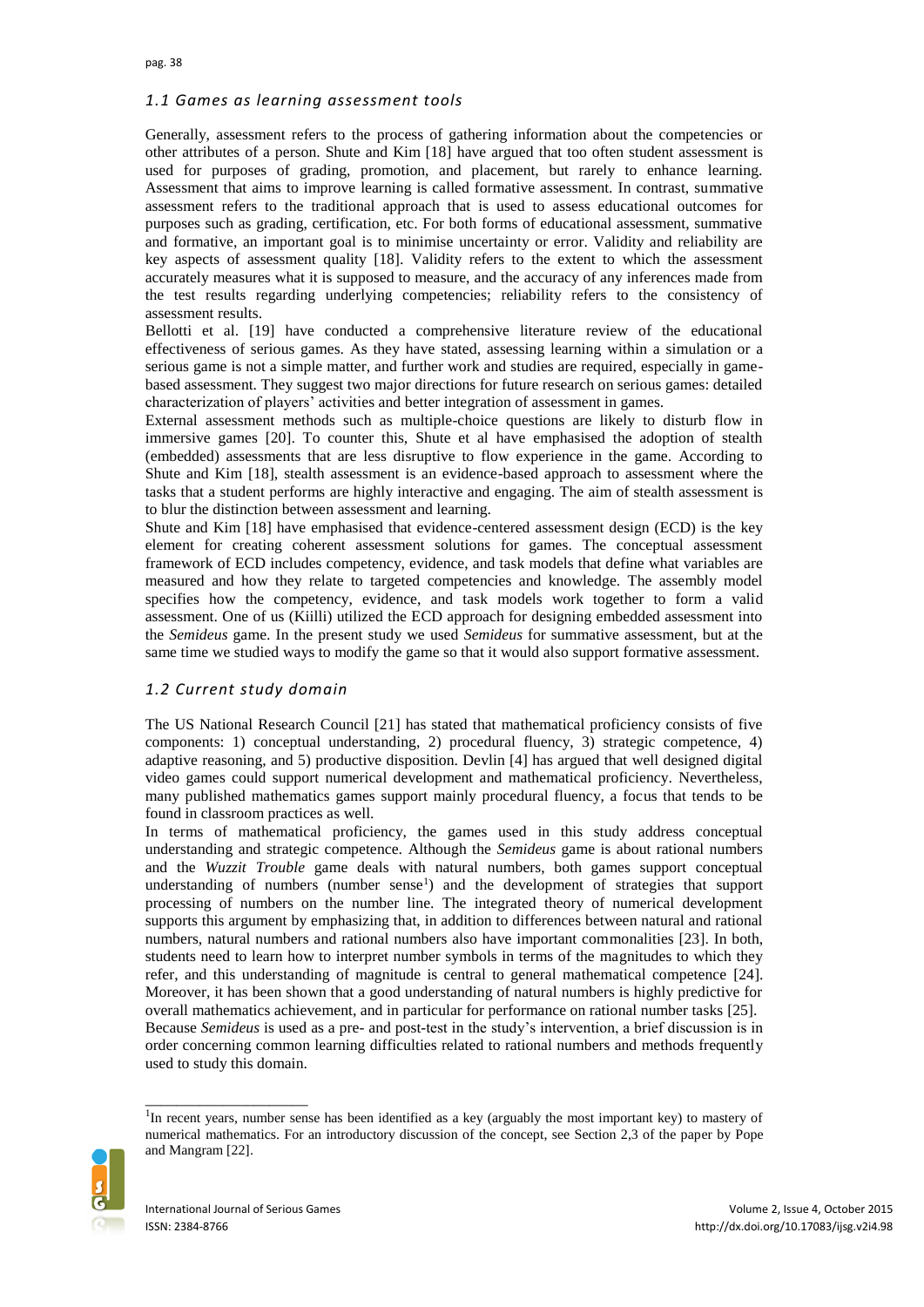### 1.1 Games as learning assessment tools

Generally, assessment refers to the process of gathering information about the competencies or other attributes of a person. Shute and Kim [18] have argued that too often student assessment is used for purposes of grading, promotion, and placement, but rarely to enhance learning. Assessment that aims to improve learning is called formative assessment. In contrast, summative assessment refers to the traditional approach that is used to assess educational outcomes for purposes such as grading, certification, etc. For both forms of educational assessment, summative and formative, an important goal is to minimise uncertainty or error. Validity and reliability are key aspects of assessment quality [18]. Validity refers to the extent to which the assessment accurately measures what it is supposed to measure, and the accuracy of any inferences made from the test results regarding underlying competencies; reliability refers to the consistency of assessment results.

Bellotti et al. [19] have conducted a comprehensive literature review of the educational effectiveness of serious games. As they have stated, assessing learning within a simulation or a serious game is not a simple matter, and further work and studies are required, especially in game-based assessment. They suggest two major directions for future research on serious games: detailed characterization of players' activities and better integration of assessment in games.

External assessment methods such as multiple-choice questions are likely to disturb flow in immersive games [20]. To counter this, Shute et al have emphasised the adoption of stealth (embedded) assessments that are less disruptive to flow experience in the game. According to Shute and Kim [18], stealth assessment is an evidence-based approach to assessment where the tasks that a student performs are highly interactive and engaging. The aim of stealth assessment is to blur the distinction between assessment and learning.

Shute and Kim [18] have emphasised that evidence-centered assessment design (ECD) is the key element for creating coherent assessment solutions for games. The conceptual assessment framework of ECD includes competency, evidence, and task models that define what variables are measured and how they relate to targeted competencies and knowledge. The assembly model specifies how the competency, evidence, and task models work together to form a valid assessment. One of us (Kiilli) utilized the ECD approach for designing embedded assessment into the *Semideus* game. In the present study we used *Semideus* for summative assessment, but at the same time we studied ways to modify the game so that it would also support formative assessment.

### 1.2 Current study domain

The US National Research Council [21] has stated that mathematical proficiency consists of five components: 1) conceptual understanding, 2) procedural fluency, 3) strategic competence, 4) adaptive reasoning, and 5) productive disposition. Devlin [4] has argued that well designed digital video games could support numerical development and mathematical proficiency. Nevertheless, many published mathematics games support mainly procedural fluency, a focus that tends to be found in classroom practices as well.

In terms of mathematical proficiency, the games used in this study address conceptual understanding and strategic competence. Although the *Semideus* game is about rational numbers and the *Wuzzit Trouble* game deals with natural numbers, both games support conceptual understanding of numbers (number sense[1]) and the development of strategies that support processing of numbers on the number line. The integrated theory of numerical development supports this argument by emphasizing that, in addition to differences between natural and rational numbers, natural numbers and rational numbers also have important commonalities [23]. In both, students need to learn how to interpret number symbols in terms of the magnitudes to which they refer, and this understanding of magnitude is central to general mathematical competence [24]. Moreover, it has been shown that a good understanding of natural numbers is highly predictive for overall mathematics achievement, and in particular for performance on rational number tasks [25]. Because *Semideus* is used as a pre- and post-test in the study's intervention, a brief discussion is in order concerning common learning difficulties related to rational numbers and methods frequently used to study this domain.

---

[1] In recent years, number sense has been identified as a key (arguably the most important key) to mastery of numerical mathematics. For an introductory discussion of the concept, see Section 2,3 of the paper by Pope and Mangram [22].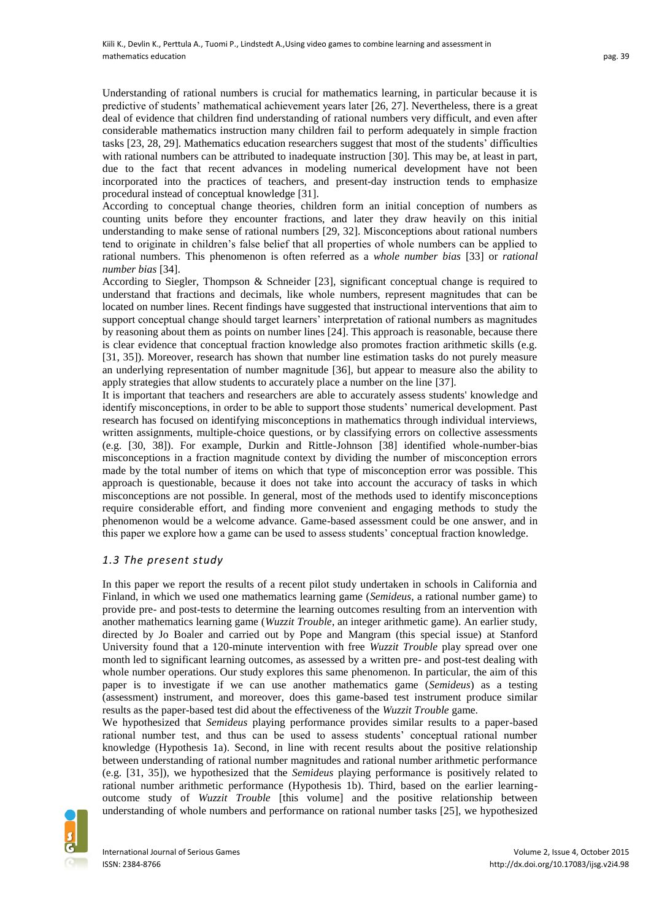Understanding of rational numbers is crucial for mathematics learning, in particular because it is predictive of students' mathematical achievement years later [26, 27]. Nevertheless, there is a great deal of evidence that children find understanding of rational numbers very difficult, and even after considerable mathematics instruction many children fail to perform adequately in simple fraction tasks [23, 28, 29]. Mathematics education researchers suggest that most of the students' difficulties with rational numbers can be attributed to inadequate instruction [30]. This may be, at least in part, due to the fact that recent advances in modeling numerical development have not been incorporated into the practices of teachers, and present-day instruction tends to emphasize procedural instead of conceptual knowledge [31].

According to conceptual change theories, children form an initial conception of numbers as counting units before they encounter fractions, and later they draw heavily on this initial understanding to make sense of rational numbers [29, 32]. Misconceptions about rational numbers tend to originate in children's false belief that all properties of whole numbers can be applied to rational numbers. This phenomenon is often referred as a *whole number bias* [33] or *rational number bias* [34].

According to Siegler, Thompson & Schneider [23], significant conceptual change is required to understand that fractions and decimals, like whole numbers, represent magnitudes that can be located on number lines. Recent findings have suggested that instructional interventions that aim to support conceptual change should target learners' interpretation of rational numbers as magnitudes by reasoning about them as points on number lines [24]. This approach is reasonable, because there is clear evidence that conceptual fraction knowledge also promotes fraction arithmetic skills (e.g. [31, 35]). Moreover, research has shown that number line estimation tasks do not purely measure an underlying representation of number magnitude [36], but appear to measure also the ability to apply strategies that allow students to accurately place a number on the line [37].

It is important that teachers and researchers are able to accurately assess students' knowledge and identify misconceptions, in order to be able to support those students' numerical development. Past research has focused on identifying misconceptions in mathematics through individual interviews, written assignments, multiple-choice questions, or by classifying errors on collective assessments (e.g. [30, 38]). For example, Durkin and Rittle-Johnson [38] identified whole-number-bias misconceptions in a fraction magnitude context by dividing the number of misconception errors made by the total number of items on which that type of misconception error was possible. This approach is questionable, because it does not take into account the accuracy of tasks in which misconceptions are not possible. In general, most of the methods used to identify misconceptions require considerable effort, and finding more convenient and engaging methods to study the phenomenon would be a welcome advance. Game-based assessment could be one answer, and in this paper we explore how a game can be used to assess students' conceptual fraction knowledge.

### *1.3 The present study*

In this paper we report the results of a recent pilot study undertaken in schools in California and Finland, in which we used one mathematics learning game (*Semideus*, a rational number game) to provide pre- and post-tests to determine the learning outcomes resulting from an intervention with another mathematics learning game (*Wuzzit Trouble*, an integer arithmetic game). An earlier study, directed by Jo Boaler and carried out by Pope and Mangram (this special issue) at Stanford University found that a 120-minute intervention with free *Wuzzit Trouble* play spread over one month led to significant learning outcomes, as assessed by a written pre- and post-test dealing with whole number operations. Our study explores this same phenomenon. In particular, the aim of this paper is to investigate if we can use another mathematics game (*Semideus*) as a testing (assessment) instrument, and moreover, does this game-based test instrument produce similar results as the paper-based test did about the effectiveness of the *Wuzzit Trouble* game.

We hypothesized that *Semideus* playing performance provides similar results to a paper-based rational number test, and thus can be used to assess students' conceptual rational number knowledge (Hypothesis 1a). Second, in line with recent results about the positive relationship between understanding of rational number magnitudes and rational number arithmetic performance (e.g. [31, 35]), we hypothesized that the *Semideus* playing performance is positively related to rational number arithmetic performance (Hypothesis 1b). Third, based on the earlier learning-outcome study of *Wuzzit Trouble* [this volume] and the positive relationship between understanding of whole numbers and performance on rational number tasks [25], we hypothesized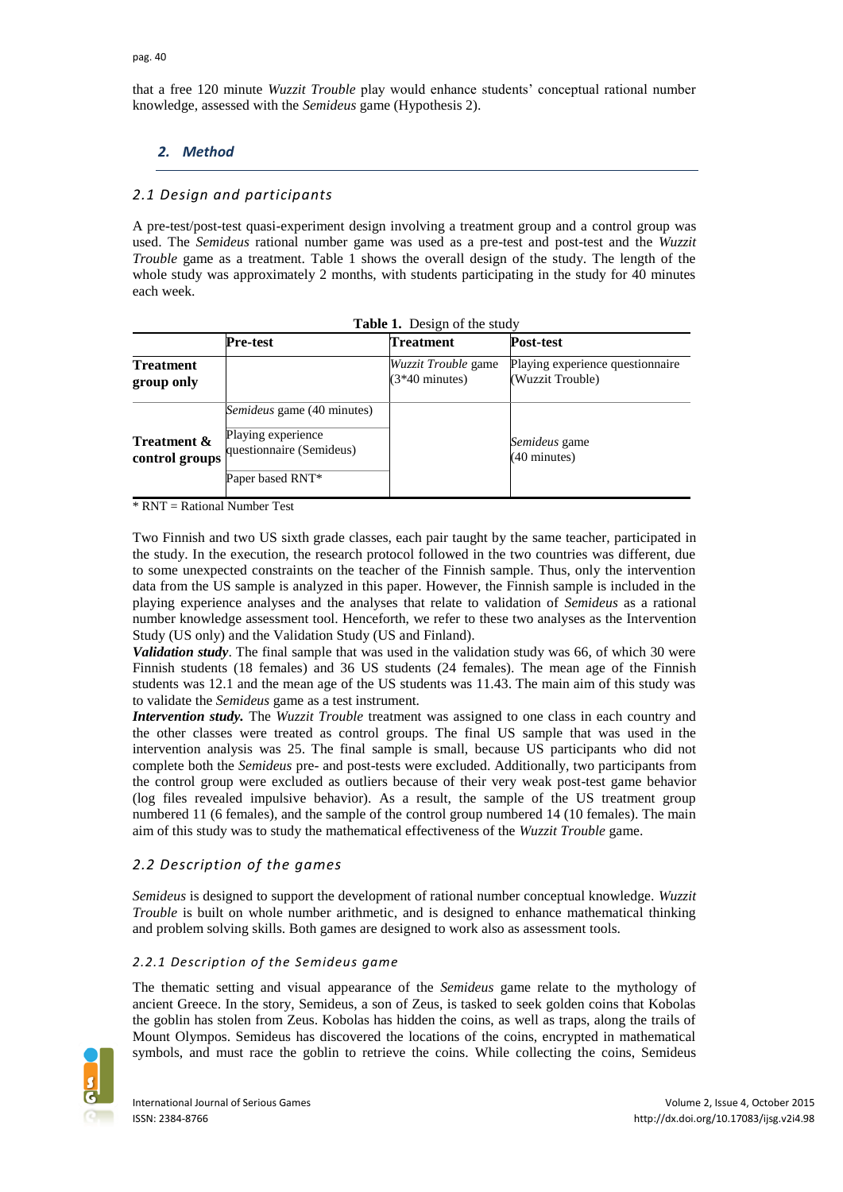that a free 120 minute *Wuzzit Trouble* play would enhance students' conceptual rational number knowledge, assessed with the *Semideus* game (Hypothesis 2).

## 2. Method

### 2.1 Design and participants

A pre-test/post-test quasi-experiment design involving a treatment group and a control group was used. The *Semideus* rational number game was used as a pre-test and post-test and the *Wuzzit Trouble* game as a treatment. Table 1 shows the overall design of the study. The length of the whole study was approximately 2 months, with students participating in the study for 40 minutes each week.

**Table 1.** Design of the study

| | Pre-test | Treatment | Post-test |
|---|---|---|---|
| **Treatment group only** | | *Wuzzit Trouble* game (3*40 minutes) | Playing experience questionnaire (Wuzzit Trouble) |
| **Treatment & control groups** | *Semideus* game (40 minutes)<br>Playing experience questionnaire (Semideus)<br>Paper based RNT* | | *Semideus* game (40 minutes) |

\* RNT = Rational Number Test

Two Finnish and two US sixth grade classes, each pair taught by the same teacher, participated in the study. In the execution, the research protocol followed in the two countries was different, due to some unexpected constraints on the teacher of the Finnish sample. Thus, only the intervention data from the US sample is analyzed in this paper. However, the Finnish sample is included in the playing experience analyses and the analyses that relate to validation of *Semideus* as a rational number knowledge assessment tool. Henceforth, we refer to these two analyses as the Intervention Study (US only) and the Validation Study (US and Finland).

***Validation study***. The final sample that was used in the validation study was 66, of which 30 were Finnish students (18 females) and 36 US students (24 females). The mean age of the Finnish students was 12.1 and the mean age of the US students was 11.43. The main aim of this study was to validate the *Semideus* game as a test instrument.

***Intervention study.*** The *Wuzzit Trouble* treatment was assigned to one class in each country and the other classes were treated as control groups. The final US sample that was used in the intervention analysis was 25. The final sample is small, because US participants who did not complete both the *Semideus* pre- and post-tests were excluded. Additionally, two participants from the control group were excluded as outliers because of their very weak post-test game behavior (log files revealed impulsive behavior). As a result, the sample of the US treatment group numbered 11 (6 females), and the sample of the control group numbered 14 (10 females). The main aim of this study was to study the mathematical effectiveness of the *Wuzzit Trouble* game.

### 2.2 Description of the games

*Semideus* is designed to support the development of rational number conceptual knowledge. *Wuzzit Trouble* is built on whole number arithmetic, and is designed to enhance mathematical thinking and problem solving skills. Both games are designed to work also as assessment tools.

#### 2.2.1 Description of the Semideus game

The thematic setting and visual appearance of the *Semideus* game relate to the mythology of ancient Greece. In the story, Semideus, a son of Zeus, is tasked to seek golden coins that Kobolas the goblin has stolen from Zeus. Kobolas has hidden the coins, as well as traps, along the trails of Mount Olympos. Semideus has discovered the locations of the coins, encrypted in mathematical symbols, and must race the goblin to retrieve the coins. While collecting the coins, Semideus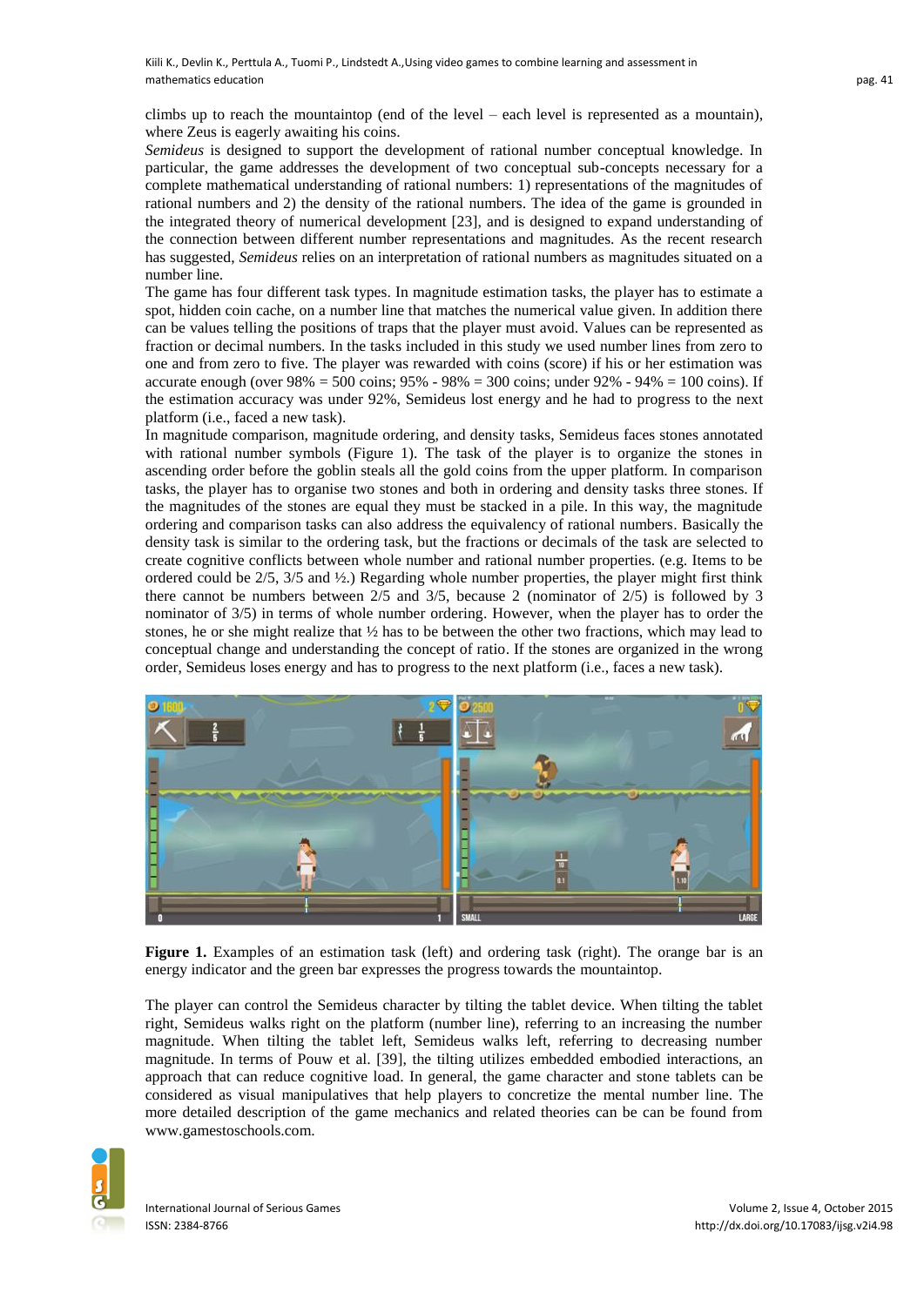climbs up to reach the mountaintop (end of the level – each level is represented as a mountain), where Zeus is eagerly awaiting his coins.

*Semideus* is designed to support the development of rational number conceptual knowledge. In particular, the game addresses the development of two conceptual sub-concepts necessary for a complete mathematical understanding of rational numbers: 1) representations of the magnitudes of rational numbers and 2) the density of the rational numbers. The idea of the game is grounded in the integrated theory of numerical development [23], and is designed to expand understanding of the connection between different number representations and magnitudes. As the recent research has suggested, *Semideus* relies on an interpretation of rational numbers as magnitudes situated on a number line.

The game has four different task types. In magnitude estimation tasks, the player has to estimate a spot, hidden coin cache, on a number line that matches the numerical value given. In addition there can be values telling the positions of traps that the player must avoid. Values can be represented as fraction or decimal numbers. In the tasks included in this study we used number lines from zero to one and from zero to five. The player was rewarded with coins (score) if his or her estimation was accurate enough (over 98% = 500 coins; 95% - 98% = 300 coins; under 92% - 94% = 100 coins). If the estimation accuracy was under 92%, Semideus lost energy and he had to progress to the next platform (i.e., faced a new task).

In magnitude comparison, magnitude ordering, and density tasks, Semideus faces stones annotated with rational number symbols (Figure 1). The task of the player is to organize the stones in ascending order before the goblin steals all the gold coins from the upper platform. In comparison tasks, the player has to organise two stones and both in ordering and density tasks three stones. If the magnitudes of the stones are equal they must be stacked in a pile. In this way, the magnitude ordering and comparison tasks can also address the equivalency of rational numbers. Basically the density task is similar to the ordering task, but the fractions or decimals of the task are selected to create cognitive conflicts between whole number and rational number properties. (e.g. Items to be ordered could be 2/5, 3/5 and ½.) Regarding whole number properties, the player might first think there cannot be numbers between 2/5 and 3/5, because 2 (nominator of 2/5) is followed by 3 nominator of 3/5) in terms of whole number ordering. However, when the player has to order the stones, he or she might realize that ½ has to be between the other two fractions, which may lead to conceptual change and understanding the concept of ratio. If the stones are organized in the wrong order, Semideus loses energy and has to progress to the next platform (i.e., faces a new task).

**Figure 1.** Examples of an estimation task (left) and ordering task (right). The orange bar is an energy indicator and the green bar expresses the progress towards the mountaintop.

The player can control the Semideus character by tilting the tablet device. When tilting the tablet right, Semideus walks right on the platform (number line), referring to an increasing the number magnitude. When tilting the tablet left, Semideus walks left, referring to decreasing number magnitude. In terms of Pouw et al. [39], the tilting utilizes embedded embodied interactions, an approach that can reduce cognitive load. In general, the game character and stone tablets can be considered as visual manipulatives that help players to concretize the mental number line. The more detailed description of the game mechanics and related theories can be can be found from www.gamestoschools.com.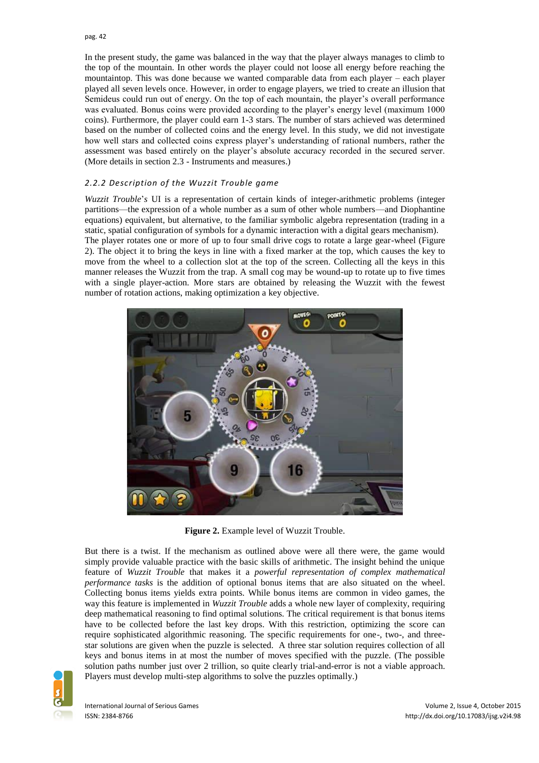In the present study, the game was balanced in the way that the player always manages to climb to the top of the mountain. In other words the player could not loose all energy before reaching the mountaintop. This was done because we wanted comparable data from each player – each player played all seven levels once. However, in order to engage players, we tried to create an illusion that Semideus could run out of energy. On the top of each mountain, the player's overall performance was evaluated. Bonus coins were provided according to the player's energy level (maximum 1000 coins). Furthermore, the player could earn 1-3 stars. The number of stars achieved was determined based on the number of collected coins and the energy level. In this study, we did not investigate how well stars and collected coins express player's understanding of rational numbers, rather the assessment was based entirely on the player's absolute accuracy recorded in the secured server. (More details in section 2.3 - Instruments and measures.)

### *2.2.2 Description of the Wuzzit Trouble game*

*Wuzzit Trouble*'s UI is a representation of certain kinds of integer-arithmetic problems (integer partitions—the expression of a whole number as a sum of other whole numbers—and Diophantine equations) equivalent, but alternative, to the familiar symbolic algebra representation (trading in a static, spatial configuration of symbols for a dynamic interaction with a digital gears mechanism).
The player rotates one or more of up to four small drive cogs to rotate a large gear-wheel (Figure 2). The object it to bring the keys in line with a fixed marker at the top, which causes the key to move from the wheel to a collection slot at the top of the screen. Collecting all the keys in this manner releases the Wuzzit from the trap. A small cog may be wound-up to rotate up to five times with a single player-action. More stars are obtained by releasing the Wuzzit with the fewest number of rotation actions, making optimization a key objective.

**Figure 2.** Example level of Wuzzit Trouble.

But there is a twist. If the mechanism as outlined above were all there were, the game would simply provide valuable practice with the basic skills of arithmetic. The insight behind the unique feature of *Wuzzit Trouble* that makes it a *powerful representation of complex mathematical performance tasks* is the addition of optional bonus items that are also situated on the wheel. Collecting bonus items yields extra points. While bonus items are common in video games, the way this feature is implemented in *Wuzzit Trouble* adds a whole new layer of complexity, requiring deep mathematical reasoning to find optimal solutions. The critical requirement is that bonus items have to be collected before the last key drops. With this restriction, optimizing the score can require sophisticated algorithmic reasoning. The specific requirements for one-, two-, and three-star solutions are given when the puzzle is selected. A three star solution requires collection of all keys and bonus items in at most the number of moves specified with the puzzle. (The possible solution paths number just over 2 trillion, so quite clearly trial-and-error is not a viable approach. Players must develop multi-step algorithms to solve the puzzles optimally.)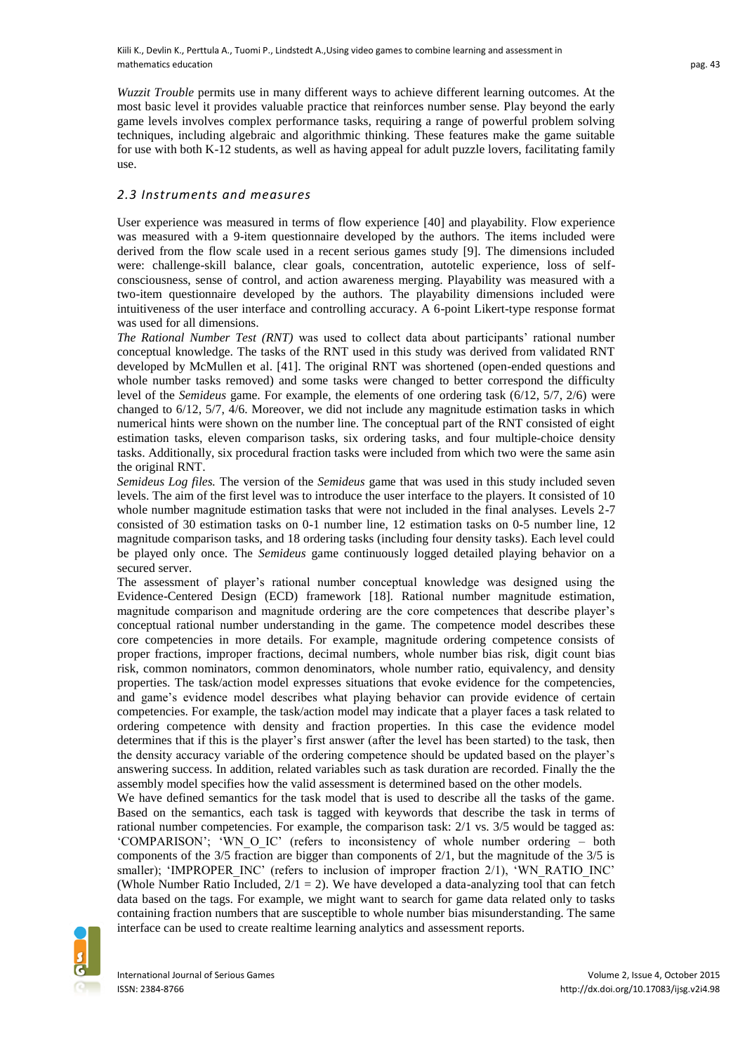*Wuzzit Trouble* permits use in many different ways to achieve different learning outcomes. At the most basic level it provides valuable practice that reinforces number sense. Play beyond the early game levels involves complex performance tasks, requiring a range of powerful problem solving techniques, including algebraic and algorithmic thinking. These features make the game suitable for use with both K-12 students, as well as having appeal for adult puzzle lovers, facilitating family use.

### *2.3 Instruments and measures*

User experience was measured in terms of flow experience [40] and playability. Flow experience was measured with a 9-item questionnaire developed by the authors. The items included were derived from the flow scale used in a recent serious games study [9]. The dimensions included were: challenge-skill balance, clear goals, concentration, autotelic experience, loss of self-consciousness, sense of control, and action awareness merging. Playability was measured with a two-item questionnaire developed by the authors. The playability dimensions included were intuitiveness of the user interface and controlling accuracy. A 6-point Likert-type response format was used for all dimensions.

*The Rational Number Test (RNT)* was used to collect data about participants' rational number conceptual knowledge. The tasks of the RNT used in this study was derived from validated RNT developed by McMullen et al. [41]. The original RNT was shortened (open-ended questions and whole number tasks removed) and some tasks were changed to better correspond the difficulty level of the *Semideus* game. For example, the elements of one ordering task (6/12, 5/7, 2/6) were changed to 6/12, 5/7, 4/6. Moreover, we did not include any magnitude estimation tasks in which numerical hints were shown on the number line. The conceptual part of the RNT consisted of eight estimation tasks, eleven comparison tasks, six ordering tasks, and four multiple-choice density tasks. Additionally, six procedural fraction tasks were included from which two were the same asin the original RNT.

*Semideus Log files.* The version of the *Semideus* game that was used in this study included seven levels. The aim of the first level was to introduce the user interface to the players. It consisted of 10 whole number magnitude estimation tasks that were not included in the final analyses. Levels 2-7 consisted of 30 estimation tasks on 0-1 number line, 12 estimation tasks on 0-5 number line, 12 magnitude comparison tasks, and 18 ordering tasks (including four density tasks). Each level could be played only once. The *Semideus* game continuously logged detailed playing behavior on a secured server.

The assessment of player's rational number conceptual knowledge was designed using the Evidence-Centered Design (ECD) framework [18]. Rational number magnitude estimation, magnitude comparison and magnitude ordering are the core competences that describe player's conceptual rational number understanding in the game. The competence model describes these core competencies in more details. For example, magnitude ordering competence consists of proper fractions, improper fractions, decimal numbers, whole number bias risk, digit count bias risk, common nominators, common denominators, whole number ratio, equivalency, and density properties. The task/action model expresses situations that evoke evidence for the competencies, and game's evidence model describes what playing behavior can provide evidence of certain competencies. For example, the task/action model may indicate that a player faces a task related to ordering competence with density and fraction properties. In this case the evidence model determines that if this is the player's first answer (after the level has been started) to the task, then the density accuracy variable of the ordering competence should be updated based on the player's answering success. In addition, related variables such as task duration are recorded. Finally the the assembly model specifies how the valid assessment is determined based on the other models.

We have defined semantics for the task model that is used to describe all the tasks of the game. Based on the semantics, each task is tagged with keywords that describe the task in terms of rational number competencies. For example, the comparison task: 2/1 vs. 3/5 would be tagged as: 'COMPARISON'; 'WN_O_IC' (refers to inconsistency of whole number ordering – both components of the 3/5 fraction are bigger than components of 2/1, but the magnitude of the 3/5 is smaller); 'IMPROPER_INC' (refers to inclusion of improper fraction 2/1), 'WN_RATIO_INC' (Whole Number Ratio Included, 2/1 = 2). We have developed a data-analyzing tool that can fetch data based on the tags. For example, we might want to search for game data related only to tasks containing fraction numbers that are susceptible to whole number bias misunderstanding. The same interface can be used to create realtime learning analytics and assessment reports.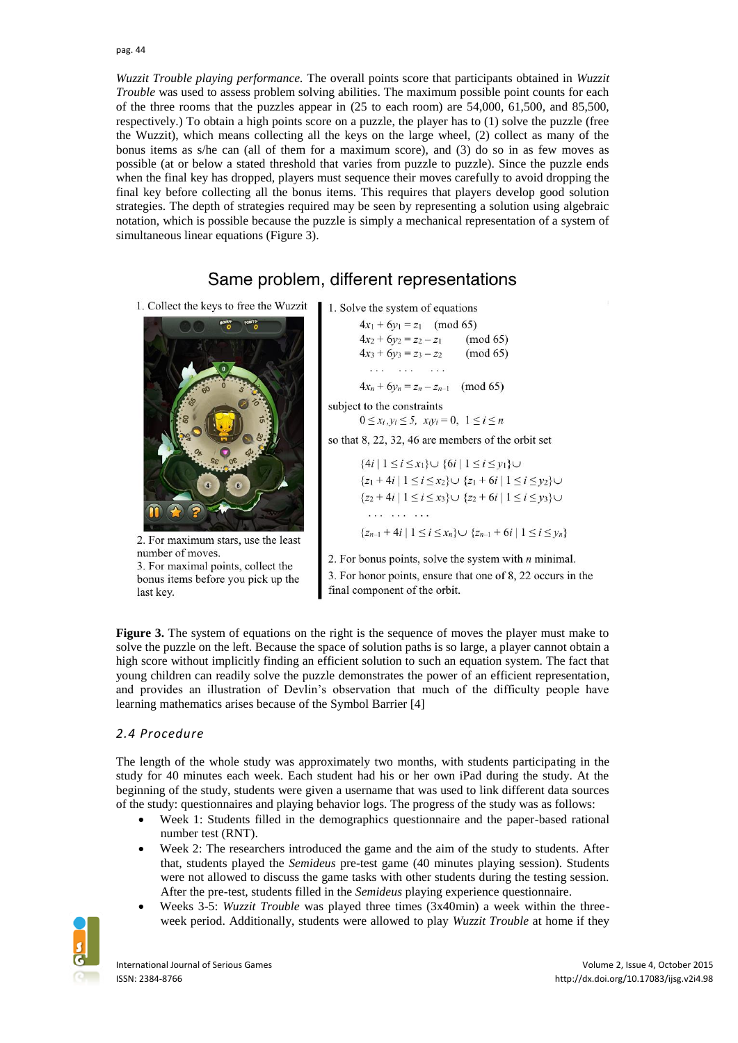*Wuzzit Trouble playing performance.* The overall points score that participants obtained in *Wuzzit Trouble* was used to assess problem solving abilities. The maximum possible point counts for each of the three rooms that the puzzles appear in (25 to each room) are 54,000, 61,500, and 85,500, respectively.) To obtain a high points score on a puzzle, the player has to (1) solve the puzzle (free the Wuzzit), which means collecting all the keys on the large wheel, (2) collect as many of the bonus items as s/he can (all of them for a maximum score), and (3) do so in as few moves as possible (at or below a stated threshold that varies from puzzle to puzzle). Since the puzzle ends when the final key has dropped, players must sequence their moves carefully to avoid dropping the final key before collecting all the bonus items. This requires that players develop good solution strategies. The depth of strategies required may be seen by representing a solution using algebraic notation, which is possible because the puzzle is simply a mechanical representation of a system of simultaneous linear equations (Figure 3).

Same problem, different representations

1. Collect the keys to free the Wuzzit

2. For maximum stars, use the least number of moves.

3. For maximal points, collect the bonus items before you pick up the last key.

1. Solve the system of equations

$$4x_1 + 6y_1 = z_1 \pmod{65}$$
$$4x_2 + 6y_2 = z_2 - z_1 \pmod{65}$$
$$4x_3 + 6y_3 = z_3 - z_2 \pmod{65}$$
$$\ldots \quad \ldots \quad \ldots$$
$$4x_n + 6y_n = z_n - z_{n-1} \pmod{65}$$

subject to the constraints

$$0 \le x_i, y_i \le 5, \quad x_i y_i = 0, \quad 1 \le i \le n$$

so that 8, 22, 32, 46 are members of the orbit set

$$\{4i \mid 1 \le i \le x_1\} \cup \{6i \mid 1 \le i \le y_1\} \cup$$
$$\{z_1 + 4i \mid 1 \le i \le x_2\} \cup \{z_1 + 6i \mid 1 \le i \le y_2\} \cup$$
$$\{z_2 + 4i \mid 1 \le i \le x_3\} \cup \{z_2 + 6i \mid 1 \le i \le y_3\} \cup$$
$$\ldots \quad \ldots \quad \ldots$$
$$\{z_{n-1} + 4i \mid 1 \le i \le x_n\} \cup \{z_{n-1} + 6i \mid 1 \le i \le y_n\}$$

2. For bonus points, solve the system with $n$ minimal.

3. For honor points, ensure that one of 8, 22 occurs in the final component of the orbit.

**Figure 3.** The system of equations on the right is the sequence of moves the player must make to solve the puzzle on the left. Because the space of solution paths is so large, a player cannot obtain a high score without implicitly finding an efficient solution to such an equation system. The fact that young children can readily solve the puzzle demonstrates the power of an efficient representation, and provides an illustration of Devlin's observation that much of the difficulty people have learning mathematics arises because of the Symbol Barrier [4]

### 2.4 Procedure

The length of the whole study was approximately two months, with students participating in the study for 40 minutes each week. Each student had his or her own iPad during the study. At the beginning of the study, students were given a username that was used to link different data sources of the study: questionnaires and playing behavior logs. The progress of the study was as follows:

- Week 1: Students filled in the demographics questionnaire and the paper-based rational number test (RNT).
- Week 2: The researchers introduced the game and the aim of the study to students. After that, students played the *Semideus* pre-test game (40 minutes playing session). Students were not allowed to discuss the game tasks with other students during the testing session. After the pre-test, students filled in the *Semideus* playing experience questionnaire.
- Weeks 3-5: *Wuzzit Trouble* was played three times (3x40min) a week within the three-week period. Additionally, students were allowed to play *Wuzzit Trouble* at home if they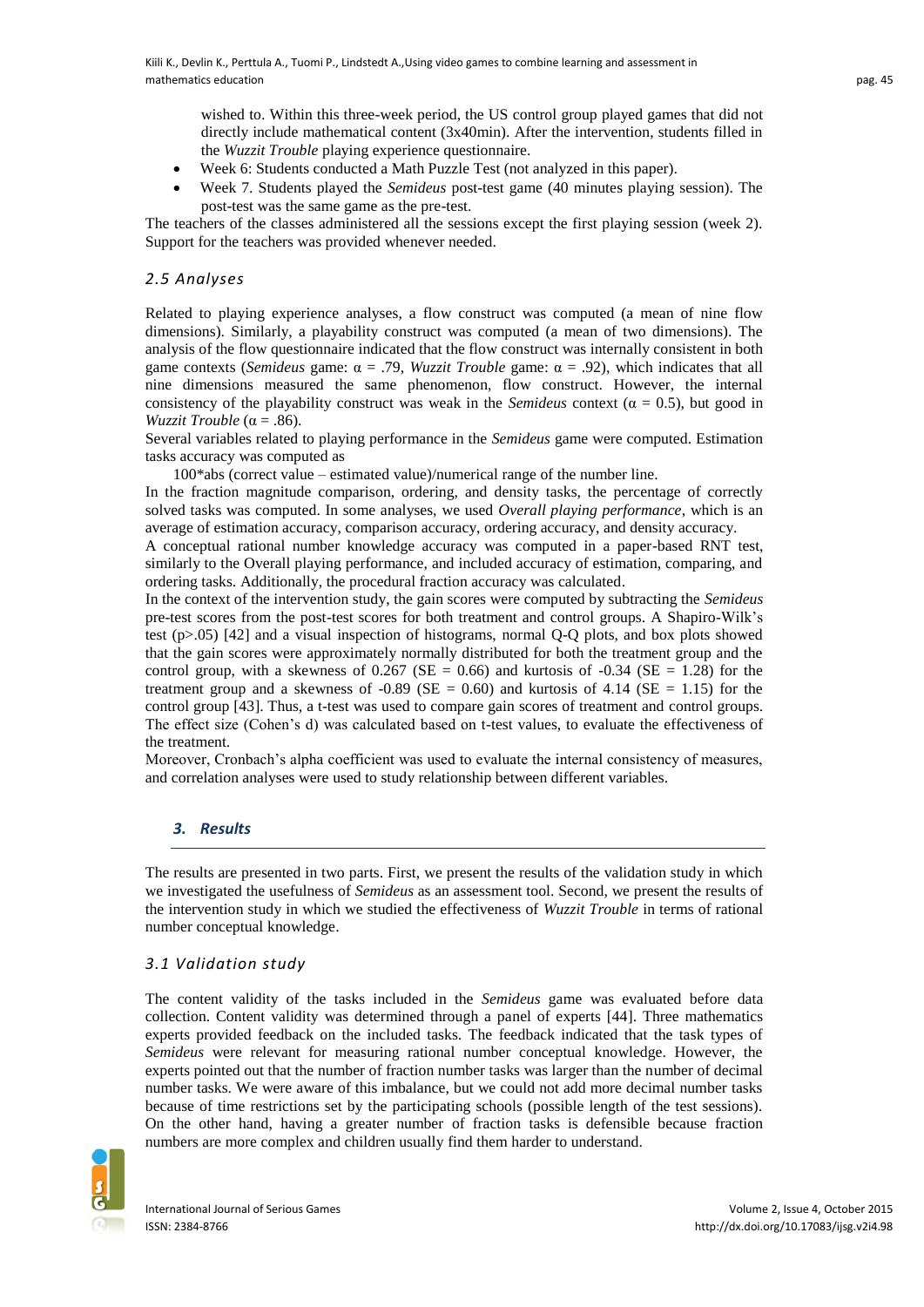wished to. Within this three-week period, the US control group played games that did not directly include mathematical content (3x40min). After the intervention, students filled in the *Wuzzit Trouble* playing experience questionnaire.

- Week 6: Students conducted a Math Puzzle Test (not analyzed in this paper).
- Week 7. Students played the *Semideus* post-test game (40 minutes playing session). The post-test was the same game as the pre-test.

The teachers of the classes administered all the sessions except the first playing session (week 2). Support for the teachers was provided whenever needed.

### *2.5 Analyses*

Related to playing experience analyses, a flow construct was computed (a mean of nine flow dimensions). Similarly, a playability construct was computed (a mean of two dimensions). The analysis of the flow questionnaire indicated that the flow construct was internally consistent in both game contexts (*Semideus* game: $\alpha = .79$, *Wuzzit Trouble* game: $\alpha = .92$), which indicates that all nine dimensions measured the same phenomenon, flow construct. However, the internal consistency of the playability construct was weak in the *Semideus* context ($\alpha = 0.5$), but good in *Wuzzit Trouble* ($\alpha = .86$).

Several variables related to playing performance in the *Semideus* game were computed. Estimation tasks accuracy was computed as

100*abs (correct value – estimated value)/numerical range of the number line.

In the fraction magnitude comparison, ordering, and density tasks, the percentage of correctly solved tasks was computed. In some analyses, we used *Overall playing performance*, which is an average of estimation accuracy, comparison accuracy, ordering accuracy, and density accuracy.

A conceptual rational number knowledge accuracy was computed in a paper-based RNT test, similarly to the Overall playing performance, and included accuracy of estimation, comparing, and ordering tasks. Additionally, the procedural fraction accuracy was calculated.

In the context of the intervention study, the gain scores were computed by subtracting the *Semideus* pre-test scores from the post-test scores for both treatment and control groups. A Shapiro-Wilk's test ($p>.05$) [42] and a visual inspection of histograms, normal Q-Q plots, and box plots showed that the gain scores were approximately normally distributed for both the treatment group and the control group, with a skewness of 0.267 (SE = 0.66) and kurtosis of -0.34 (SE = 1.28) for the treatment group and a skewness of -0.89 (SE = 0.60) and kurtosis of 4.14 (SE = 1.15) for the control group [43]. Thus, a t-test was used to compare gain scores of treatment and control groups. The effect size (Cohen's d) was calculated based on t-test values, to evaluate the effectiveness of the treatment.

Moreover, Cronbach's alpha coefficient was used to evaluate the internal consistency of measures, and correlation analyses were used to study relationship between different variables.

## *3. Results*

The results are presented in two parts. First, we present the results of the validation study in which we investigated the usefulness of *Semideus* as an assessment tool. Second, we present the results of the intervention study in which we studied the effectiveness of *Wuzzit Trouble* in terms of rational number conceptual knowledge.

### *3.1 Validation study*

The content validity of the tasks included in the *Semideus* game was evaluated before data collection. Content validity was determined through a panel of experts [44]. Three mathematics experts provided feedback on the included tasks. The feedback indicated that the task types of *Semideus* were relevant for measuring rational number conceptual knowledge. However, the experts pointed out that the number of fraction number tasks was larger than the number of decimal number tasks. We were aware of this imbalance, but we could not add more decimal number tasks because of time restrictions set by the participating schools (possible length of the test sessions). On the other hand, having a greater number of fraction tasks is defensible because fraction numbers are more complex and children usually find them harder to understand.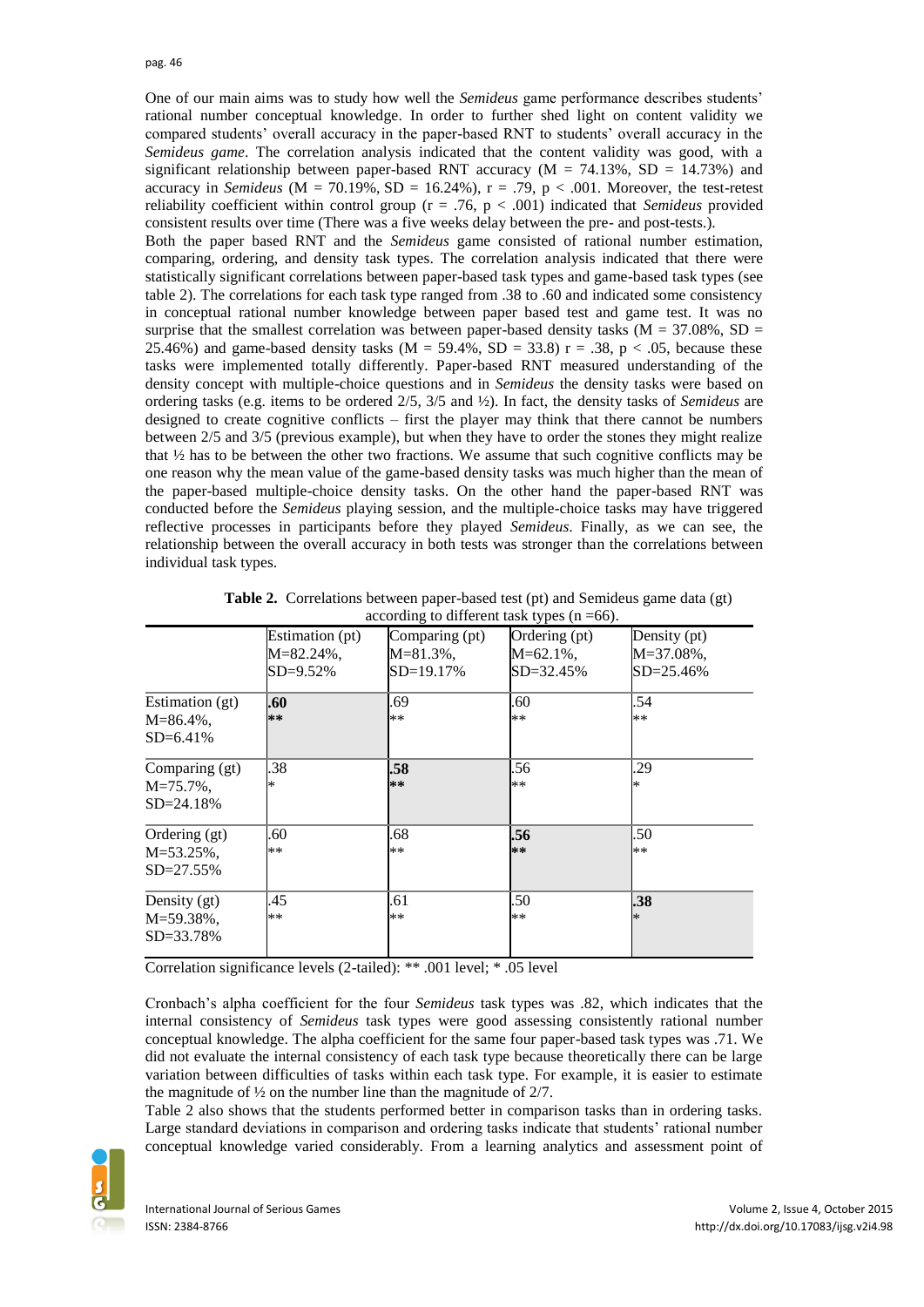One of our main aims was to study how well the *Semideus* game performance describes students' rational number conceptual knowledge. In order to further shed light on content validity we compared students' overall accuracy in the paper-based RNT to students' overall accuracy in the *Semideus game*. The correlation analysis indicated that the content validity was good, with a significant relationship between paper-based RNT accuracy (M = 74.13%, SD = 14.73%) and accuracy in *Semideus* (M = 70.19%, SD = 16.24%), $r = .79$, $p < .001$. Moreover, the test-retest reliability coefficient within control group ($r = .76$, $p < .001$) indicated that *Semideus* provided consistent results over time (There was a five weeks delay between the pre- and post-tests.).

Both the paper based RNT and the *Semideus* game consisted of rational number estimation, comparing, ordering, and density task types. The correlation analysis indicated that there were statistically significant correlations between paper-based task types and game-based task types (see table 2). The correlations for each task type ranged from .38 to .60 and indicated some consistency in conceptual rational number knowledge between paper based test and game test. It was no surprise that the smallest correlation was between paper-based density tasks (M = 37.08%, SD = 25.46%) and game-based density tasks (M = 59.4%, SD = 33.8) $r = .38$, $p < .05$, because these tasks were implemented totally differently. Paper-based RNT measured understanding of the density concept with multiple-choice questions and in *Semideus* the density tasks were based on ordering tasks (e.g. items to be ordered 2/5, 3/5 and ½). In fact, the density tasks of *Semideus* are designed to create cognitive conflicts – first the player may think that there cannot be numbers between 2/5 and 3/5 (previous example), but when they have to order the stones they might realize that ½ has to be between the other two fractions. We assume that such cognitive conflicts may be one reason why the mean value of the game-based density tasks was much higher than the mean of the paper-based multiple-choice density tasks. On the other hand the paper-based RNT was conducted before the *Semideus* playing session, and the multiple-choice tasks may have triggered reflective processes in participants before they played *Semideus*. Finally, as we can see, the relationship between the overall accuracy in both tests was stronger than the correlations between individual task types.

**Table 2.** Correlations between paper-based test (pt) and Semideus game data (gt) according to different task types (n =66).

| | Estimation (pt) M=82.24%, SD=9.52% | Comparing (pt) M=81.3%, SD=19.17% | Ordering (pt) M=62.1%, SD=32.45% | Density (pt) M=37.08%, SD=25.46% |
|---|---|---|---|---|
| Estimation (gt) M=86.4%, SD=6.41% | **.60 \*\*** | .69 \*\* | .60 \*\* | .54 \*\* |
| Comparing (gt) M=75.7%, SD=24.18% | .38 \* | **.58 \*\*** | .56 \*\* | .29 \* |
| Ordering (gt) M=53.25%, SD=27.55% | .60 \*\* | .68 \*\* | **.56 \*\*** | .50 \*\* |
| Density (gt) M=59.38%, SD=33.78% | .45 \*\* | .61 \*\* | .50 \*\* | **.38 \*** |

Correlation significance levels (2-tailed): ** .001 level; * .05 level

Cronbach's alpha coefficient for the four *Semideus* task types was .82, which indicates that the internal consistency of *Semideus* task types were good assessing consistently rational number conceptual knowledge. The alpha coefficient for the same four paper-based task types was .71. We did not evaluate the internal consistency of each task type because theoretically there can be large variation between difficulties of tasks within each task type. For example, it is easier to estimate the magnitude of ½ on the number line than the magnitude of 2/7.

Table 2 also shows that the students performed better in comparison tasks than in ordering tasks. Large standard deviations in comparison and ordering tasks indicate that students' rational number conceptual knowledge varied considerably. From a learning analytics and assessment point of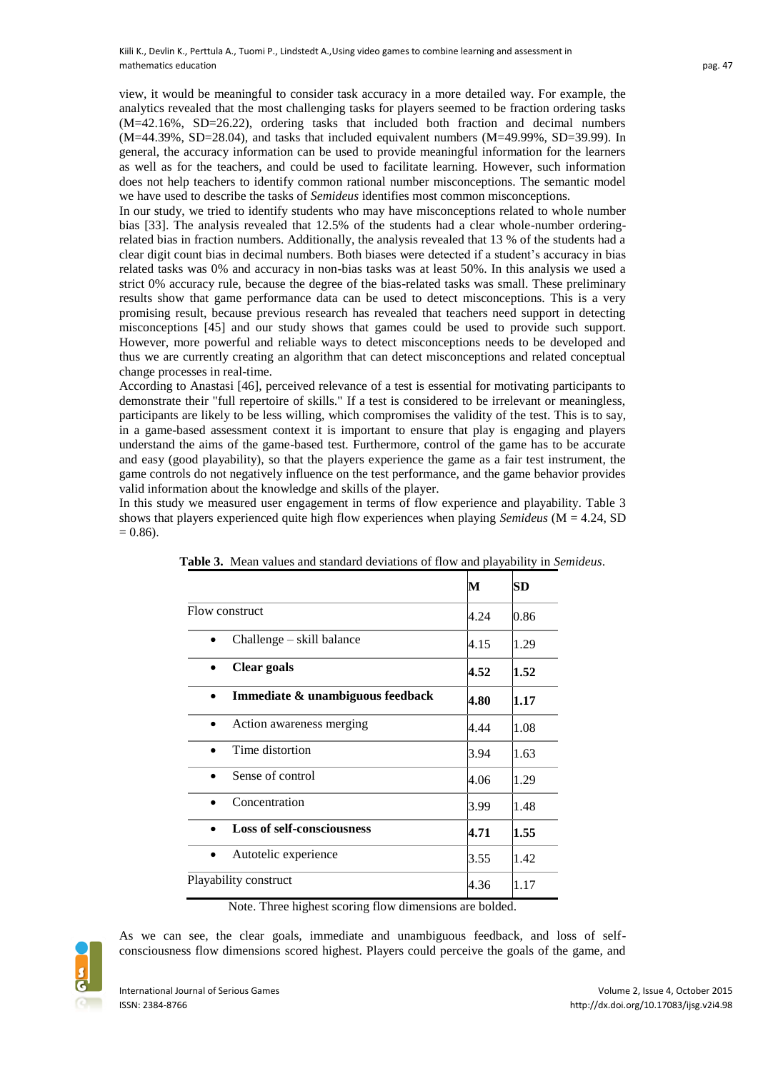view, it would be meaningful to consider task accuracy in a more detailed way. For example, the analytics revealed that the most challenging tasks for players seemed to be fraction ordering tasks (M=42.16%, SD=26.22), ordering tasks that included both fraction and decimal numbers (M=44.39%, SD=28.04), and tasks that included equivalent numbers (M=49.99%, SD=39.99). In general, the accuracy information can be used to provide meaningful information for the learners as well as for the teachers, and could be used to facilitate learning. However, such information does not help teachers to identify common rational number misconceptions. The semantic model we have used to describe the tasks of *Semideus* identifies most common misconceptions.

In our study, we tried to identify students who may have misconceptions related to whole number bias [33]. The analysis revealed that 12.5% of the students had a clear whole-number ordering-related bias in fraction numbers. Additionally, the analysis revealed that 13 % of the students had a clear digit count bias in decimal numbers. Both biases were detected if a student's accuracy in bias related tasks was 0% and accuracy in non-bias tasks was at least 50%. In this analysis we used a strict 0% accuracy rule, because the degree of the bias-related tasks was small. These preliminary results show that game performance data can be used to detect misconceptions. This is a very promising result, because previous research has revealed that teachers need support in detecting misconceptions [45] and our study shows that games could be used to provide such support. However, more powerful and reliable ways to detect misconceptions needs to be developed and thus we are currently creating an algorithm that can detect misconceptions and related conceptual change processes in real-time.

According to Anastasi [46], perceived relevance of a test is essential for motivating participants to demonstrate their "full repertoire of skills." If a test is considered to be irrelevant or meaningless, participants are likely to be less willing, which compromises the validity of the test. This is to say, in a game-based assessment context it is important to ensure that play is engaging and players understand the aims of the game-based test. Furthermore, control of the game has to be accurate and easy (good playability), so that the players experience the game as a fair test instrument, the game controls do not negatively influence on the test performance, and the game behavior provides valid information about the knowledge and skills of the player.

In this study we measured user engagement in terms of flow experience and playability. Table 3 shows that players experienced quite high flow experiences when playing *Semideus* (M = 4.24, SD = 0.86).

**Table 3.** Mean values and standard deviations of flow and playability in *Semideus*.

| | M | SD |
|---|---|---|
| Flow construct | 4.24 | 0.86 |
| • Challenge – skill balance | 4.15 | 1.29 |
| • **Clear goals** | **4.52** | **1.52** |
| • **Immediate & unambiguous feedback** | **4.80** | **1.17** |
| • Action awareness merging | 4.44 | 1.08 |
| • Time distortion | 3.94 | 1.63 |
| • Sense of control | 4.06 | 1.29 |
| • Concentration | 3.99 | 1.48 |
| • **Loss of self-consciousness** | **4.71** | **1.55** |
| • Autotelic experience | 3.55 | 1.42 |
| Playability construct | 4.36 | 1.17 |

Note. Three highest scoring flow dimensions are bolded.

As we can see, the clear goals, immediate and unambiguous feedback, and loss of self-consciousness flow dimensions scored highest. Players could perceive the goals of the game, and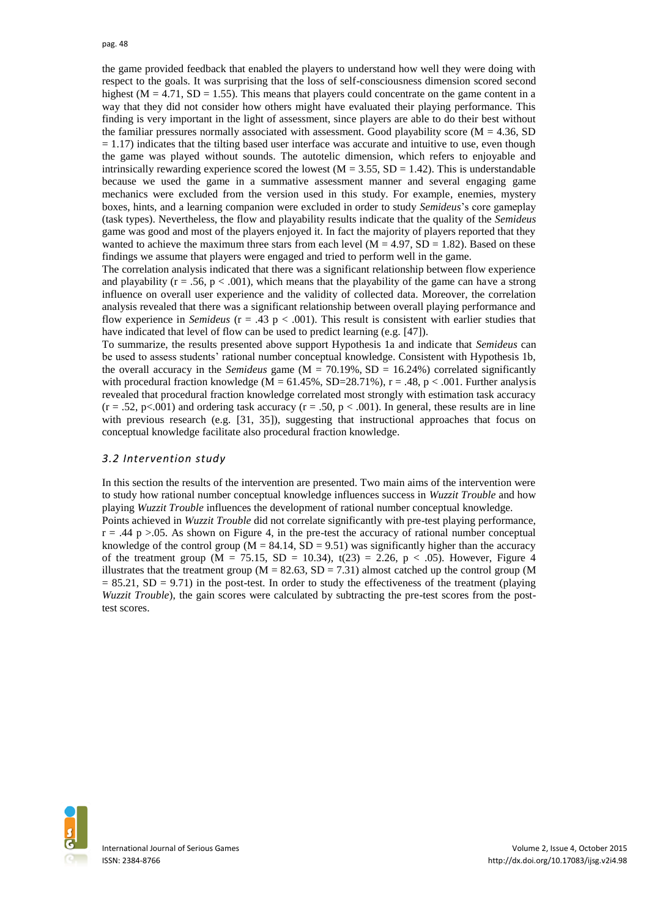the game provided feedback that enabled the players to understand how well they were doing with respect to the goals. It was surprising that the loss of self-consciousness dimension scored second highest ($M = 4.71$, $SD = 1.55$). This means that players could concentrate on the game content in a way that they did not consider how others might have evaluated their playing performance. This finding is very important in the light of assessment, since players are able to do their best without the familiar pressures normally associated with assessment. Good playability score ($M = 4.36$, $SD = 1.17$) indicates that the tilting based user interface was accurate and intuitive to use, even though the game was played without sounds. The autotelic dimension, which refers to enjoyable and intrinsically rewarding experience scored the lowest ($M = 3.55$, $SD = 1.42$). This is understandable because we used the game in a summative assessment manner and several engaging game mechanics were excluded from the version used in this study. For example, enemies, mystery boxes, hints, and a learning companion were excluded in order to study *Semideus*'s core gameplay (task types). Nevertheless, the flow and playability results indicate that the quality of the *Semideus* game was good and most of the players enjoyed it. In fact the majority of players reported that they wanted to achieve the maximum three stars from each level ($M = 4.97$, $SD = 1.82$). Based on these findings we assume that players were engaged and tried to perform well in the game.

The correlation analysis indicated that there was a significant relationship between flow experience and playability ($r = .56$, $p < .001$), which means that the playability of the game can have a strong influence on overall user experience and the validity of collected data. Moreover, the correlation analysis revealed that there was a significant relationship between overall playing performance and flow experience in *Semideus* ($r = .43$ $p < .001$). This result is consistent with earlier studies that have indicated that level of flow can be used to predict learning (e.g. [47]).

To summarize, the results presented above support Hypothesis 1a and indicate that *Semideus* can be used to assess students' rational number conceptual knowledge. Consistent with Hypothesis 1b, the overall accuracy in the *Semideus* game ($M = 70.19\%$, $SD = 16.24\%$) correlated significantly with procedural fraction knowledge ($M = 61.45\%$, $SD=28.71\%$), $r = .48$, $p < .001$. Further analysis revealed that procedural fraction knowledge correlated most strongly with estimation task accuracy ($r = .52$, $p<.001$) and ordering task accuracy ($r = .50$, $p < .001$). In general, these results are in line with previous research (e.g. [31, 35]), suggesting that instructional approaches that focus on conceptual knowledge facilitate also procedural fraction knowledge.

### *3.2 Intervention study*

In this section the results of the intervention are presented. Two main aims of the intervention were to study how rational number conceptual knowledge influences success in *Wuzzit Trouble* and how playing *Wuzzit Trouble* influences the development of rational number conceptual knowledge.

Points achieved in *Wuzzit Trouble* did not correlate significantly with pre-test playing performance, $r = .44$ $p >.05$. As shown on Figure 4, in the pre-test the accuracy of rational number conceptual knowledge of the control group ($M = 84.14$, $SD = 9.51$) was significantly higher than the accuracy of the treatment group ($M = 75.15$, $SD = 10.34$), $t(23) = 2.26$, $p < .05$). However, Figure 4 illustrates that the treatment group ($M = 82.63$, $SD = 7.31$) almost catched up the control group ($M = 85.21$, $SD = 9.71$) in the post-test. In order to study the effectiveness of the treatment (playing *Wuzzit Trouble*), the gain scores were calculated by subtracting the pre-test scores from the post-test scores.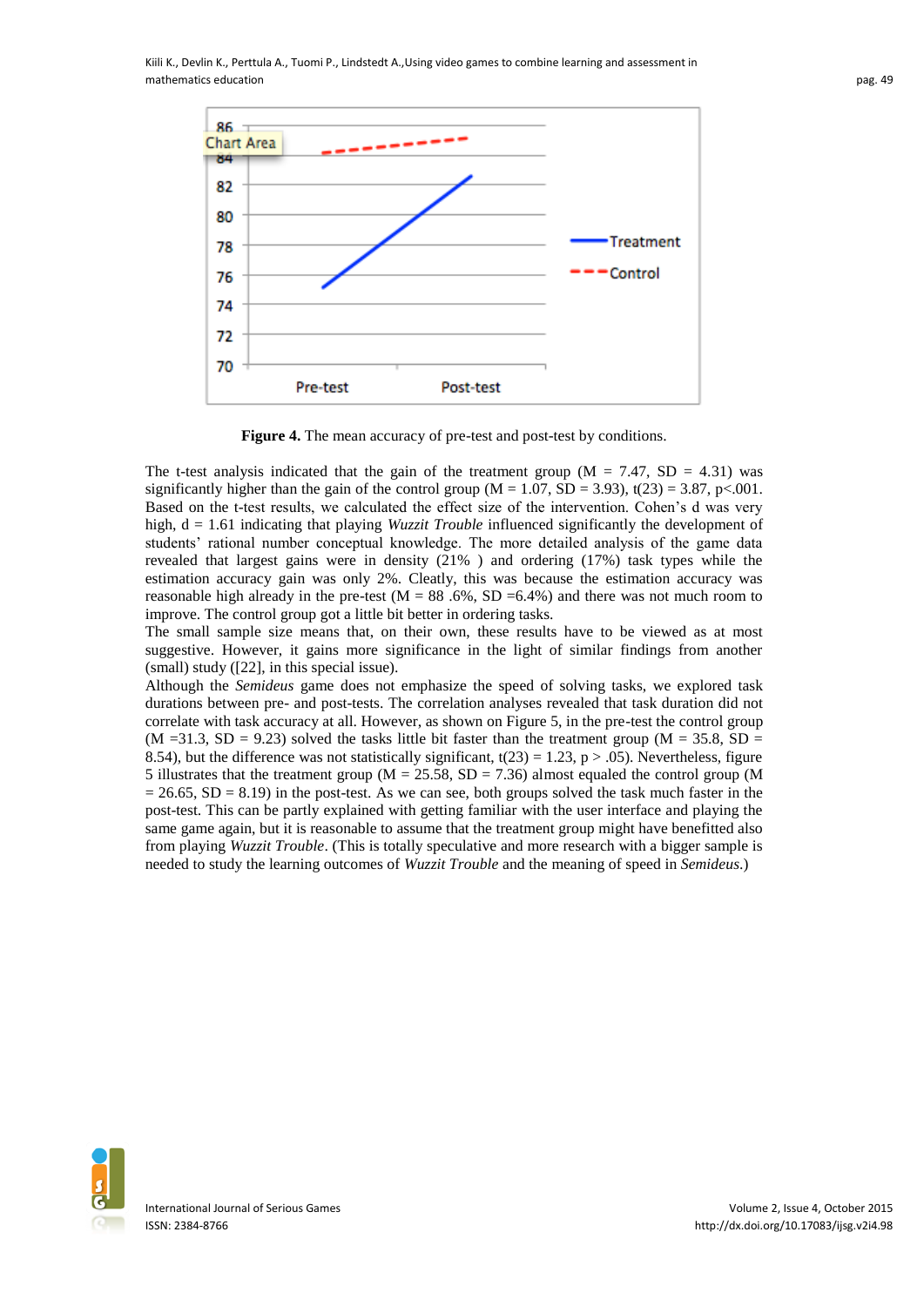**Figure 4.** The mean accuracy of pre-test and post-test by conditions.

The t-test analysis indicated that the gain of the treatment group (M = 7.47, SD = 4.31) was significantly higher than the gain of the control group (M = 1.07, SD = 3.93), t(23) = 3.87, p<.001. Based on the t-test results, we calculated the effect size of the intervention. Cohen's d was very high, d = 1.61 indicating that playing *Wuzzit Trouble* influenced significantly the development of students' rational number conceptual knowledge. The more detailed analysis of the game data revealed that largest gains were in density (21% ) and ordering (17%) task types while the estimation accuracy gain was only 2%. Cleatly, this was because the estimation accuracy was reasonable high already in the pre-test (M = 88 .6%, SD =6.4%) and there was not much room to improve. The control group got a little bit better in ordering tasks.

The small sample size means that, on their own, these results have to be viewed as at most suggestive. However, it gains more significance in the light of similar findings from another (small) study ([22], in this special issue).

Although the *Semideus* game does not emphasize the speed of solving tasks, we explored task durations between pre- and post-tests. The correlation analyses revealed that task duration did not correlate with task accuracy at all. However, as shown on Figure 5, in the pre-test the control group (M =31.3, SD = 9.23) solved the tasks little bit faster than the treatment group (M = 35.8, SD = 8.54), but the difference was not statistically significant, t(23) = 1.23, p > .05). Nevertheless, figure 5 illustrates that the treatment group (M = 25.58, SD = 7.36) almost equaled the control group (M = 26.65, SD = 8.19) in the post-test. As we can see, both groups solved the task much faster in the post-test. This can be partly explained with getting familiar with the user interface and playing the same game again, but it is reasonable to assume that the treatment group might have benefitted also from playing *Wuzzit Trouble*. (This is totally speculative and more research with a bigger sample is needed to study the learning outcomes of *Wuzzit Trouble* and the meaning of speed in *Semideus*.)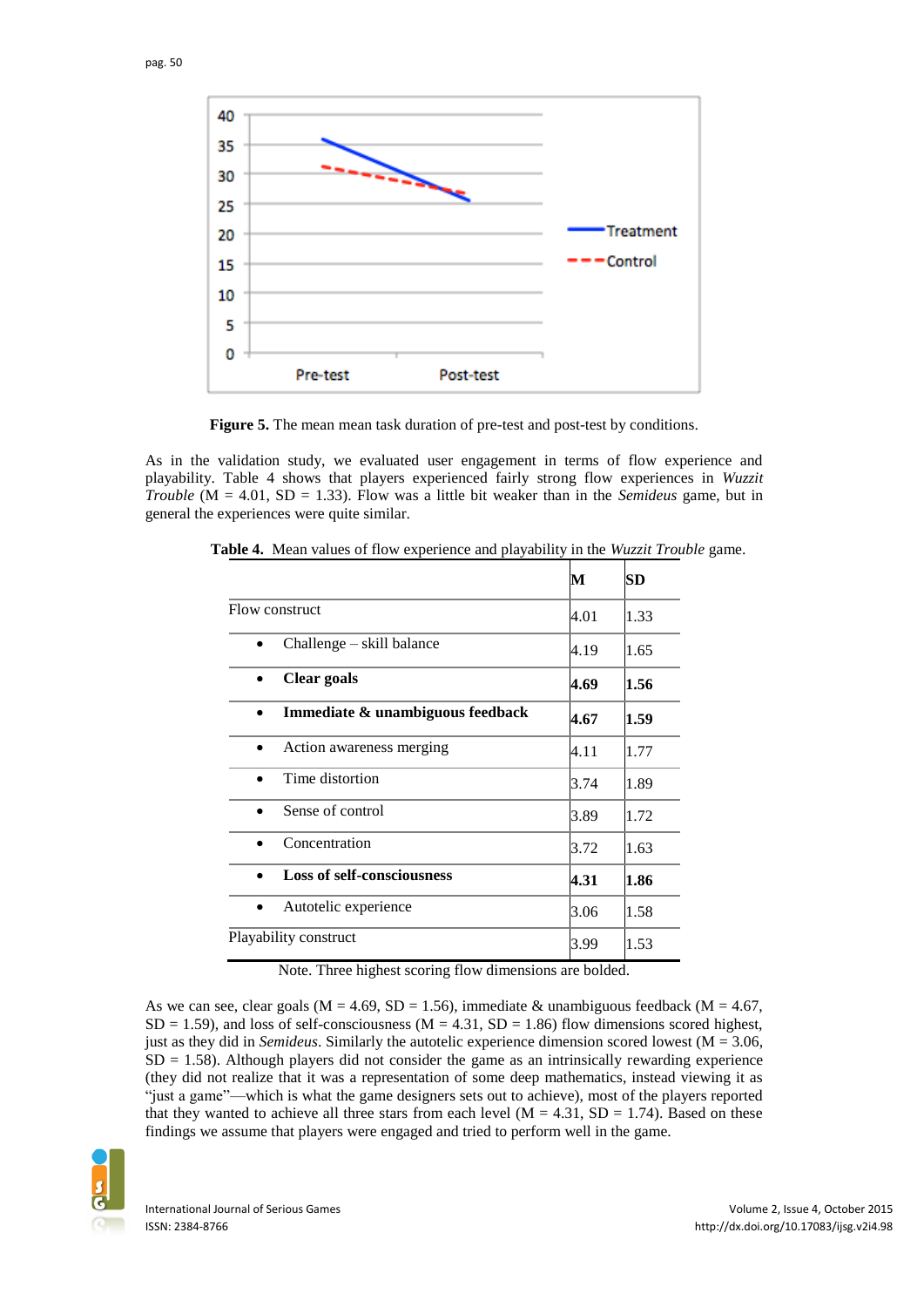**Figure 5.** The mean mean task duration of pre-test and post-test by conditions.

As in the validation study, we evaluated user engagement in terms of flow experience and playability. Table 4 shows that players experienced fairly strong flow experiences in *Wuzzit Trouble* (M = 4.01, SD = 1.33). Flow was a little bit weaker than in the *Semideus* game, but in general the experiences were quite similar.

**Table 4.** Mean values of flow experience and playability in the *Wuzzit Trouble* game.

| | **M** | **SD** |
|---|---|---|
| Flow construct | 4.01 | 1.33 |
| • Challenge – skill balance | 4.19 | 1.65 |
| • **Clear goals** | **4.69** | **1.56** |
| • **Immediate & unambiguous feedback** | **4.67** | **1.59** |
| • Action awareness merging | 4.11 | 1.77 |
| • Time distortion | 3.74 | 1.89 |
| • Sense of control | 3.89 | 1.72 |
| • Concentration | 3.72 | 1.63 |
| • **Loss of self-consciousness** | **4.31** | **1.86** |
| • Autotelic experience | 3.06 | 1.58 |
| Playability construct | 3.99 | 1.53 |

Note. Three highest scoring flow dimensions are bolded.

As we can see, clear goals (M = 4.69, SD = 1.56), immediate & unambiguous feedback (M = 4.67, SD = 1.59), and loss of self-consciousness (M = 4.31, SD = 1.86) flow dimensions scored highest, just as they did in *Semideus*. Similarly the autotelic experience dimension scored lowest (M = 3.06, SD = 1.58). Although players did not consider the game as an intrinsically rewarding experience (they did not realize that it was a representation of some deep mathematics, instead viewing it as "just a game"—which is what the game designers sets out to achieve), most of the players reported that they wanted to achieve all three stars from each level (M = 4.31, SD = 1.74). Based on these findings we assume that players were engaged and tried to perform well in the game.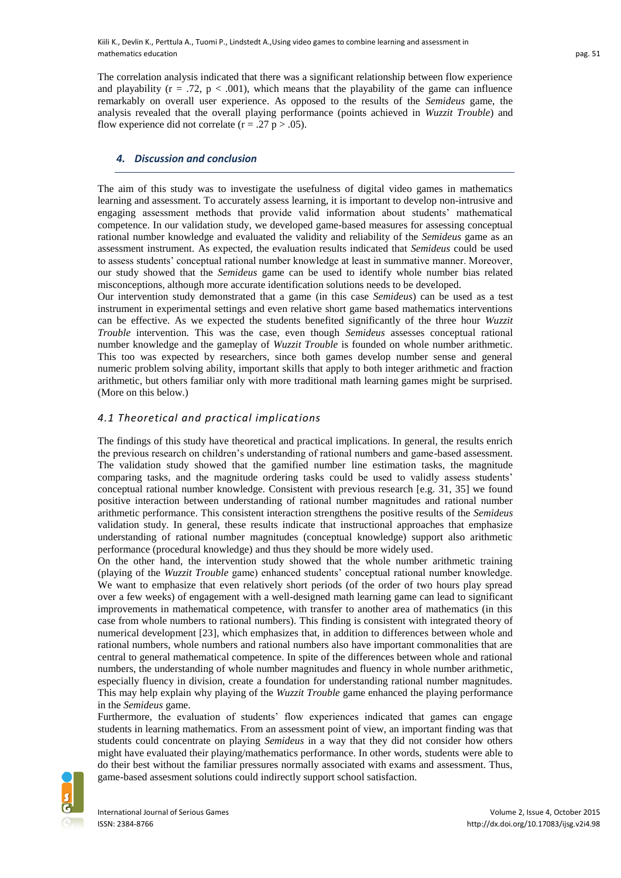The correlation analysis indicated that there was a significant relationship between flow experience and playability ($r = .72$, $p < .001$), which means that the playability of the game can influence remarkably on overall user experience. As opposed to the results of the *Semideus* game, the analysis revealed that the overall playing performance (points achieved in *Wuzzit Trouble*) and flow experience did not correlate ($r = .27$ $p > .05$).

## 4. Discussion and conclusion

The aim of this study was to investigate the usefulness of digital video games in mathematics learning and assessment. To accurately assess learning, it is important to develop non-intrusive and engaging assessment methods that provide valid information about students' mathematical competence. In our validation study, we developed game-based measures for assessing conceptual rational number knowledge and evaluated the validity and reliability of the *Semideus* game as an assessment instrument. As expected, the evaluation results indicated that *Semideus* could be used to assess students' conceptual rational number knowledge at least in summative manner. Moreover, our study showed that the *Semideus* game can be used to identify whole number bias related misconceptions, although more accurate identification solutions needs to be developed.

Our intervention study demonstrated that a game (in this case *Semideus*) can be used as a test instrument in experimental settings and even relative short game based mathematics interventions can be effective. As we expected the students benefited significantly of the three hour *Wuzzit Trouble* intervention. This was the case, even though *Semideus* assesses conceptual rational number knowledge and the gameplay of *Wuzzit Trouble* is founded on whole number arithmetic. This too was expected by researchers, since both games develop number sense and general numeric problem solving ability, important skills that apply to both integer arithmetic and fraction arithmetic, but others familiar only with more traditional math learning games might be surprised. (More on this below.)

### 4.1 Theoretical and practical implications

The findings of this study have theoretical and practical implications. In general, the results enrich the previous research on children's understanding of rational numbers and game-based assessment. The validation study showed that the gamified number line estimation tasks, the magnitude comparing tasks, and the magnitude ordering tasks could be used to validly assess students' conceptual rational number knowledge. Consistent with previous research [e.g. 31, 35] we found positive interaction between understanding of rational number magnitudes and rational number arithmetic performance. This consistent interaction strengthens the positive results of the *Semideus* validation study. In general, these results indicate that instructional approaches that emphasize understanding of rational number magnitudes (conceptual knowledge) support also arithmetic performance (procedural knowledge) and thus they should be more widely used.

On the other hand, the intervention study showed that the whole number arithmetic training (playing of the *Wuzzit Trouble* game) enhanced students' conceptual rational number knowledge. We want to emphasize that even relatively short periods (of the order of two hours play spread over a few weeks) of engagement with a well-designed math learning game can lead to significant improvements in mathematical competence, with transfer to another area of mathematics (in this case from whole numbers to rational numbers). This finding is consistent with integrated theory of numerical development [23], which emphasizes that, in addition to differences between whole and rational numbers, whole numbers and rational numbers also have important commonalities that are central to general mathematical competence. In spite of the differences between whole and rational numbers, the understanding of whole number magnitudes and fluency in whole number arithmetic, especially fluency in division, create a foundation for understanding rational number magnitudes. This may help explain why playing of the *Wuzzit Trouble* game enhanced the playing performance in the *Semideus* game.

Furthermore, the evaluation of students' flow experiences indicated that games can engage students in learning mathematics. From an assessment point of view, an important finding was that students could concentrate on playing *Semideus* in a way that they did not consider how others might have evaluated their playing/mathematics performance. In other words, students were able to do their best without the familiar pressures normally associated with exams and assessment. Thus, game-based assesment solutions could indirectly support school satisfaction.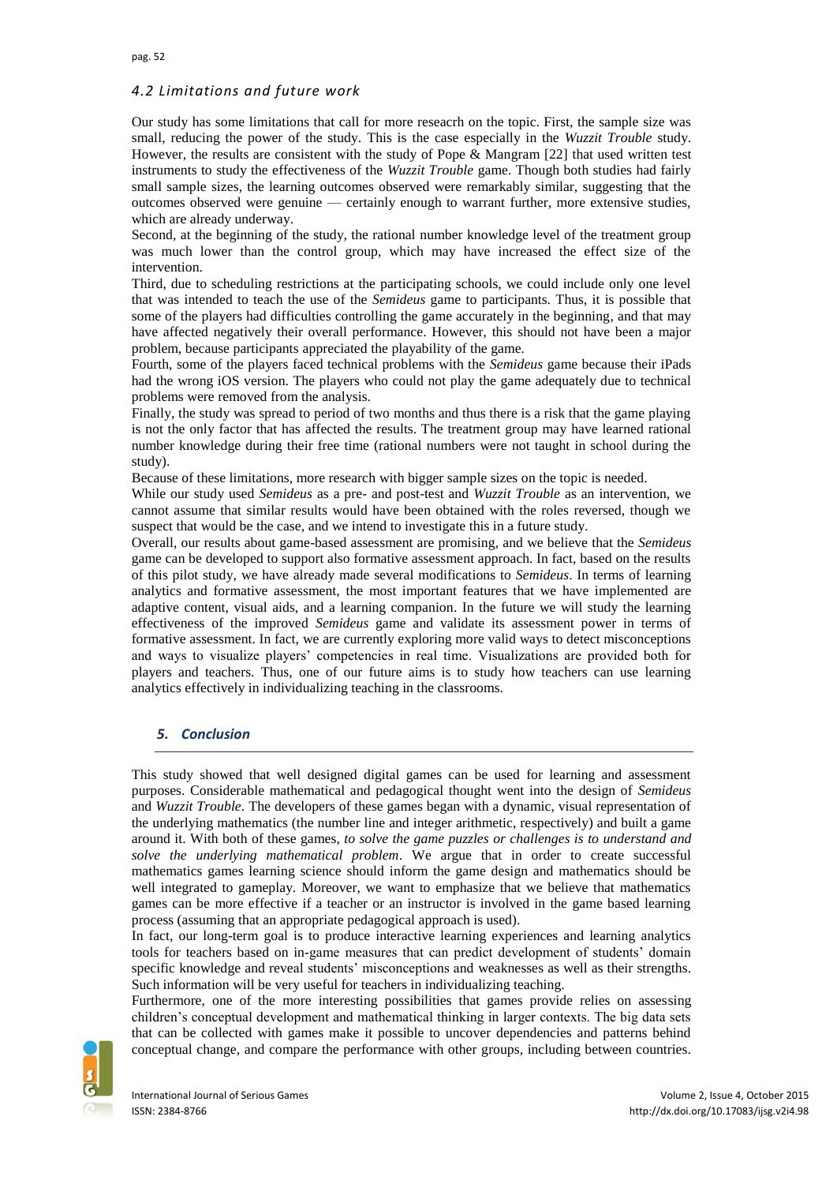### *4.2 Limitations and future work*

Our study has some limitations that call for more reseacrh on the topic. First, the sample size was small, reducing the power of the study. This is the case especially in the *Wuzzit Trouble* study. However, the results are consistent with the study of Pope & Mangram [22] that used written test instruments to study the effectiveness of the *Wuzzit Trouble* game. Though both studies had fairly small sample sizes, the learning outcomes observed were remarkably similar, suggesting that the outcomes observed were genuine — certainly enough to warrant further, more extensive studies, which are already underway.

Second, at the beginning of the study, the rational number knowledge level of the treatment group was much lower than the control group, which may have increased the effect size of the intervention.

Third, due to scheduling restrictions at the participating schools, we could include only one level that was intended to teach the use of the *Semideus* game to participants. Thus, it is possible that some of the players had difficulties controlling the game accurately in the beginning, and that may have affected negatively their overall performance. However, this should not have been a major problem, because participants appreciated the playability of the game.

Fourth, some of the players faced technical problems with the *Semideus* game because their iPads had the wrong iOS version. The players who could not play the game adequately due to technical problems were removed from the analysis.

Finally, the study was spread to period of two months and thus there is a risk that the game playing is not the only factor that has affected the results. The treatment group may have learned rational number knowledge during their free time (rational numbers were not taught in school during the study).

Because of these limitations, more research with bigger sample sizes on the topic is needed.

While our study used *Semideus* as a pre- and post-test and *Wuzzit Trouble* as an intervention, we cannot assume that similar results would have been obtained with the roles reversed, though we suspect that would be the case, and we intend to investigate this in a future study.

Overall, our results about game-based assessment are promising, and we believe that the *Semideus* game can be developed to support also formative assessment approach. In fact, based on the results of this pilot study, we have already made several modifications to *Semideus*. In terms of learning analytics and formative assessment, the most important features that we have implemented are adaptive content, visual aids, and a learning companion. In the future we will study the learning effectiveness of the improved *Semideus* game and validate its assessment power in terms of formative assessment. In fact, we are currently exploring more valid ways to detect misconceptions and ways to visualize players' competencies in real time. Visualizations are provided both for players and teachers. Thus, one of our future aims is to study how teachers can use learning analytics effectively in individualizing teaching in the classrooms.

## *5. Conclusion*

This study showed that well designed digital games can be used for learning and assessment purposes. Considerable mathematical and pedagogical thought went into the design of *Semideus* and *Wuzzit Trouble*. The developers of these games began with a dynamic, visual representation of the underlying mathematics (the number line and integer arithmetic, respectively) and built a game around it. With both of these games, *to solve the game puzzles or challenges is to understand and solve the underlying mathematical problem*. We argue that in order to create successful mathematics games learning science should inform the game design and mathematics should be well integrated to gameplay. Moreover, we want to emphasize that we believe that mathematics games can be more effective if a teacher or an instructor is involved in the game based learning process (assuming that an appropriate pedagogical approach is used).

In fact, our long-term goal is to produce interactive learning experiences and learning analytics tools for teachers based on in-game measures that can predict development of students' domain specific knowledge and reveal students' misconceptions and weaknesses as well as their strengths. Such information will be very useful for teachers in individualizing teaching.

Furthermore, one of the more interesting possibilities that games provide relies on assessing children's conceptual development and mathematical thinking in larger contexts. The big data sets that can be collected with games make it possible to uncover dependencies and patterns behind conceptual change, and compare the performance with other groups, including between countries.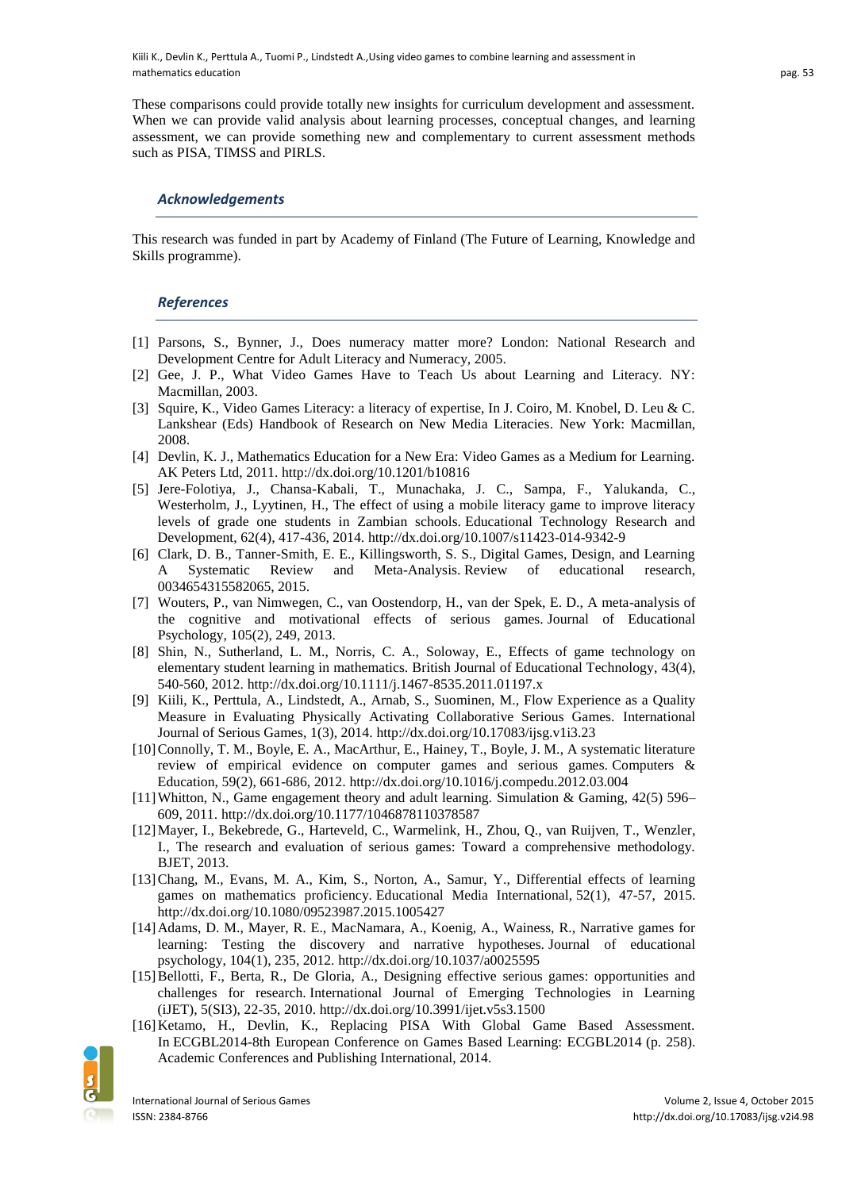These comparisons could provide totally new insights for curriculum development and assessment. When we can provide valid analysis about learning processes, conceptual changes, and learning assessment, we can provide something new and complementary to current assessment methods such as PISA, TIMSS and PIRLS.

### *Acknowledgements*

This research was funded in part by Academy of Finland (The Future of Learning, Knowledge and Skills programme).

### *References*

[1] Parsons, S., Bynner, J., Does numeracy matter more? London: National Research and Development Centre for Adult Literacy and Numeracy, 2005.

[2] Gee, J. P., What Video Games Have to Teach Us about Learning and Literacy. NY: Macmillan, 2003.

[3] Squire, K., Video Games Literacy: a literacy of expertise, In J. Coiro, M. Knobel, D. Leu & C. Lankshear (Eds) Handbook of Research on New Media Literacies. New York: Macmillan, 2008.

[4] Devlin, K. J., Mathematics Education for a New Era: Video Games as a Medium for Learning. AK Peters Ltd, 2011. http://dx.doi.org/10.1201/b10816

[5] Jere-Folotiya, J., Chansa-Kabali, T., Munachaka, J. C., Sampa, F., Yalukanda, C., Westerholm, J., Lyytinen, H., The effect of using a mobile literacy game to improve literacy levels of grade one students in Zambian schools. Educational Technology Research and Development, 62(4), 417-436, 2014. http://dx.doi.org/10.1007/s11423-014-9342-9

[6] Clark, D. B., Tanner-Smith, E. E., Killingsworth, S. S., Digital Games, Design, and Learning A Systematic Review and Meta-Analysis. Review of educational research, 0034654315582065, 2015.

[7] Wouters, P., van Nimwegen, C., van Oostendorp, H., van der Spek, E. D., A meta-analysis of the cognitive and motivational effects of serious games. Journal of Educational Psychology, 105(2), 249, 2013.

[8] Shin, N., Sutherland, L. M., Norris, C. A., Soloway, E., Effects of game technology on elementary student learning in mathematics. British Journal of Educational Technology, 43(4), 540-560, 2012. http://dx.doi.org/10.1111/j.1467-8535.2011.01197.x

[9] Kiili, K., Perttula, A., Lindstedt, A., Arnab, S., Suominen, M., Flow Experience as a Quality Measure in Evaluating Physically Activating Collaborative Serious Games. International Journal of Serious Games, 1(3), 2014. http://dx.doi.org/10.17083/ijsg.v1i3.23

[10] Connolly, T. M., Boyle, E. A., MacArthur, E., Hainey, T., Boyle, J. M., A systematic literature review of empirical evidence on computer games and serious games. Computers & Education, 59(2), 661-686, 2012. http://dx.doi.org/10.1016/j.compedu.2012.03.004

[11] Whitton, N., Game engagement theory and adult learning. Simulation & Gaming, 42(5) 596–609, 2011. http://dx.doi.org/10.1177/1046878110378587

[12] Mayer, I., Bekebrede, G., Harteveld, C., Warmelink, H., Zhou, Q., van Ruijven, T., Wenzler, I., The research and evaluation of serious games: Toward a comprehensive methodology. BJET, 2013.

[13] Chang, M., Evans, M. A., Kim, S., Norton, A., Samur, Y., Differential effects of learning games on mathematics proficiency. Educational Media International, 52(1), 47-57, 2015. http://dx.doi.org/10.1080/09523987.2015.1005427

[14] Adams, D. M., Mayer, R. E., MacNamara, A., Koenig, A., Wainess, R., Narrative games for learning: Testing the discovery and narrative hypotheses. Journal of educational psychology, 104(1), 235, 2012. http://dx.doi.org/10.1037/a0025595

[15] Bellotti, F., Berta, R., De Gloria, A., Designing effective serious games: opportunities and challenges for research. International Journal of Emerging Technologies in Learning (iJET), 5(SI3), 22-35, 2010. http://dx.doi.org/10.3991/ijet.v5s3.1500

[16] Ketamo, H., Devlin, K., Replacing PISA With Global Game Based Assessment. In ECGBL2014-8th European Conference on Games Based Learning: ECGBL2014 (p. 258). Academic Conferences and Publishing International, 2014.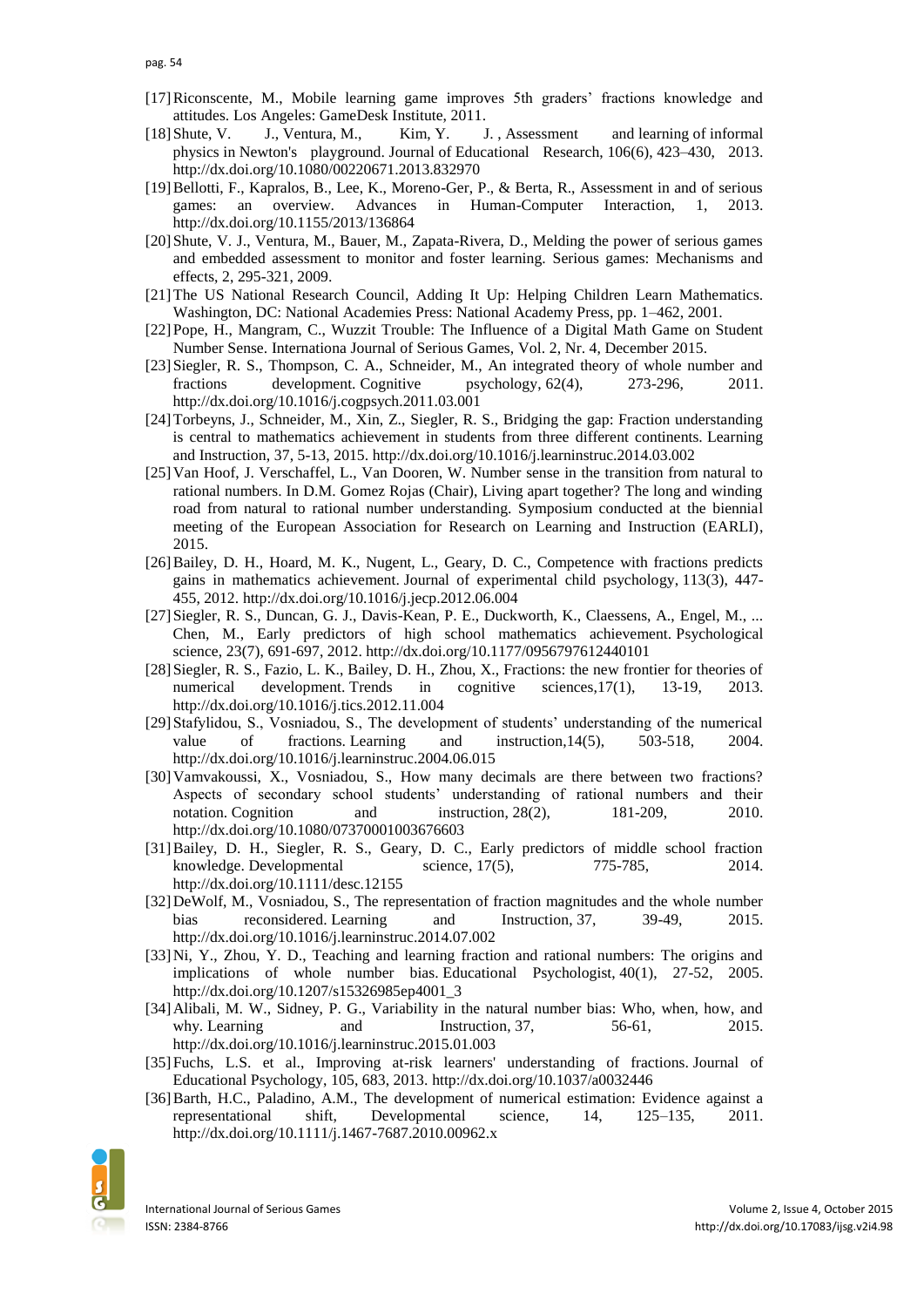[17] Riconscente, M., Mobile learning game improves 5th graders' fractions knowledge and attitudes. Los Angeles: GameDesk Institute, 2011.

[18] Shute, V. J., Ventura, M., Kim, Y. J. , Assessment and learning of informal physics in Newton's playground. Journal of Educational Research, 106(6), 423–430, 2013. http://dx.doi.org/10.1080/00220671.2013.832970

[19] Bellotti, F., Kapralos, B., Lee, K., Moreno-Ger, P., & Berta, R., Assessment in and of serious games: an overview. Advances in Human-Computer Interaction, 1, 2013. http://dx.doi.org/10.1155/2013/136864

[20] Shute, V. J., Ventura, M., Bauer, M., Zapata-Rivera, D., Melding the power of serious games and embedded assessment to monitor and foster learning. Serious games: Mechanisms and effects, 2, 295-321, 2009.

[21] The US National Research Council, Adding It Up: Helping Children Learn Mathematics. Washington, DC: National Academies Press: National Academy Press, pp. 1–462, 2001.

[22] Pope, H., Mangram, C., Wuzzit Trouble: The Influence of a Digital Math Game on Student Number Sense. Internationa Journal of Serious Games, Vol. 2, Nr. 4, December 2015.

[23] Siegler, R. S., Thompson, C. A., Schneider, M., An integrated theory of whole number and fractions development. Cognitive psychology, 62(4), 273-296, 2011. http://dx.doi.org/10.1016/j.cogpsych.2011.03.001

[24] Torbeyns, J., Schneider, M., Xin, Z., Siegler, R. S., Bridging the gap: Fraction understanding is central to mathematics achievement in students from three different continents. Learning and Instruction, 37, 5-13, 2015. http://dx.doi.org/10.1016/j.learninstruc.2014.03.002

[25] Van Hoof, J. Verschaffel, L., Van Dooren, W. Number sense in the transition from natural to rational numbers. In D.M. Gomez Rojas (Chair), Living apart together? The long and winding road from natural to rational number understanding. Symposium conducted at the biennial meeting of the European Association for Research on Learning and Instruction (EARLI), 2015.

[26] Bailey, D. H., Hoard, M. K., Nugent, L., Geary, D. C., Competence with fractions predicts gains in mathematics achievement. Journal of experimental child psychology, 113(3), 447-455, 2012. http://dx.doi.org/10.1016/j.jecp.2012.06.004

[27] Siegler, R. S., Duncan, G. J., Davis-Kean, P. E., Duckworth, K., Claessens, A., Engel, M., ... Chen, M., Early predictors of high school mathematics achievement. Psychological science, 23(7), 691-697, 2012. http://dx.doi.org/10.1177/0956797612440101

[28] Siegler, R. S., Fazio, L. K., Bailey, D. H., Zhou, X., Fractions: the new frontier for theories of numerical development. Trends in cognitive sciences,17(1), 13-19, 2013. http://dx.doi.org/10.1016/j.tics.2012.11.004

[29] Stafylidou, S., Vosniadou, S., The development of students' understanding of the numerical value of fractions. Learning and instruction,14(5), 503-518, 2004. http://dx.doi.org/10.1016/j.learninstruc.2004.06.015

[30] Vamvakoussi, X., Vosniadou, S., How many decimals are there between two fractions? Aspects of secondary school students' understanding of rational numbers and their notation. Cognition and instruction, 28(2), 181-209, 2010. http://dx.doi.org/10.1080/07370001003676603

[31] Bailey, D. H., Siegler, R. S., Geary, D. C., Early predictors of middle school fraction knowledge. Developmental science, 17(5), 775-785, 2014. http://dx.doi.org/10.1111/desc.12155

[32] DeWolf, M., Vosniadou, S., The representation of fraction magnitudes and the whole number bias reconsidered. Learning and Instruction, 37, 39-49, 2015. http://dx.doi.org/10.1016/j.learninstruc.2014.07.002

[33] Ni, Y., Zhou, Y. D., Teaching and learning fraction and rational numbers: The origins and implications of whole number bias. Educational Psychologist, 40(1), 27-52, 2005. http://dx.doi.org/10.1207/s15326985ep4001_3

[34] Alibali, M. W., Sidney, P. G., Variability in the natural number bias: Who, when, how, and why. Learning and Instruction, 37, 56-61, 2015. http://dx.doi.org/10.1016/j.learninstruc.2015.01.003

[35] Fuchs, L.S. et al., Improving at-risk learners' understanding of fractions. Journal of Educational Psychology, 105, 683, 2013. http://dx.doi.org/10.1037/a0032446

[36] Barth, H.C., Paladino, A.M., The development of numerical estimation: Evidence against a representational shift, Developmental science, 14, 125–135, 2011. http://dx.doi.org/10.1111/j.1467-7687.2010.00962.x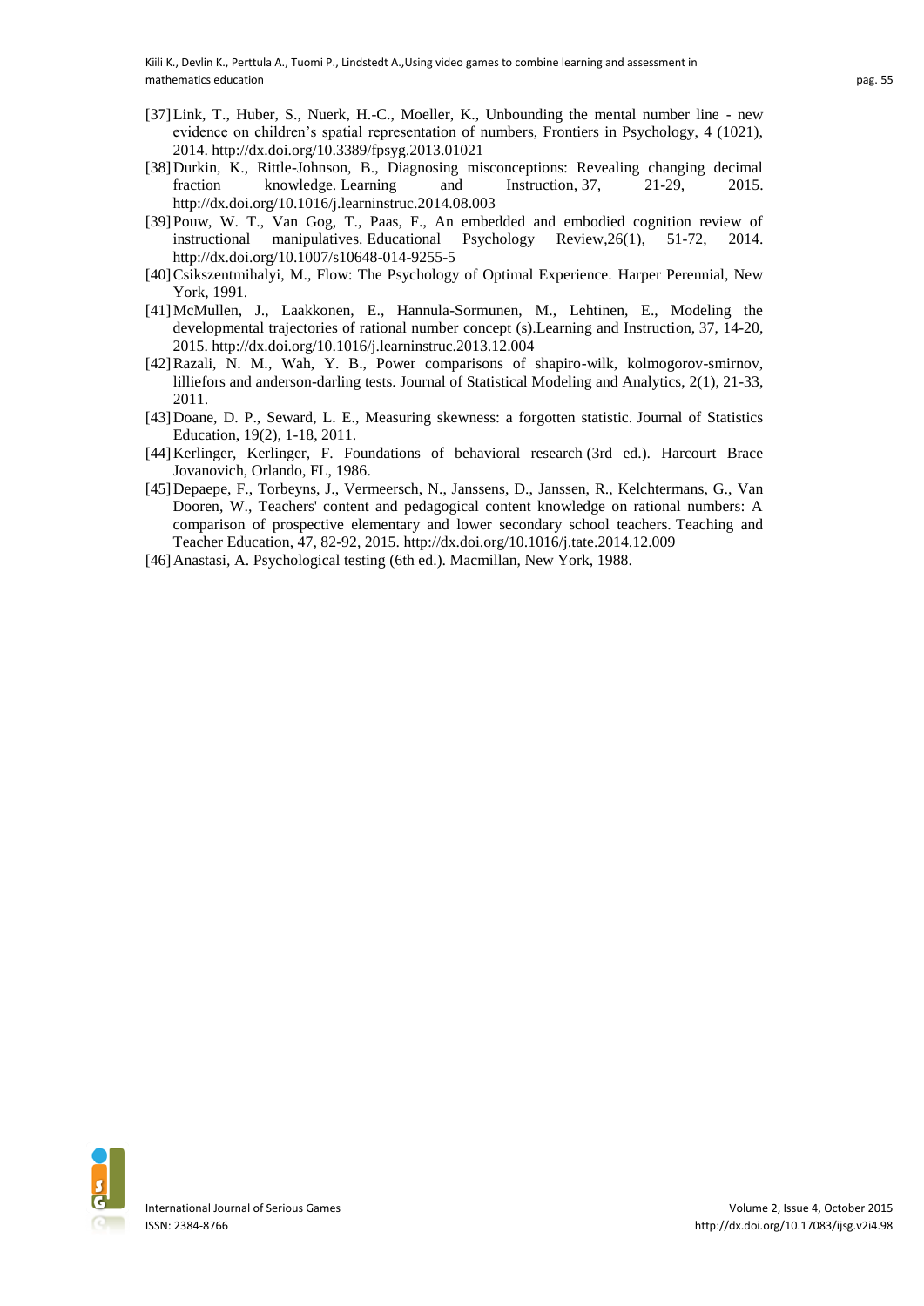[37] Link, T., Huber, S., Nuerk, H.-C., Moeller, K., Unbounding the mental number line - new evidence on children's spatial representation of numbers, Frontiers in Psychology, 4 (1021), 2014. http://dx.doi.org/10.3389/fpsyg.2013.01021

[38] Durkin, K., Rittle-Johnson, B., Diagnosing misconceptions: Revealing changing decimal fraction knowledge. Learning and Instruction, 37, 21-29, 2015. http://dx.doi.org/10.1016/j.learninstruc.2014.08.003

[39] Pouw, W. T., Van Gog, T., Paas, F., An embedded and embodied cognition review of instructional manipulatives. Educational Psychology Review,26(1), 51-72, 2014. http://dx.doi.org/10.1007/s10648-014-9255-5

[40] Csikszentmihalyi, M., Flow: The Psychology of Optimal Experience. Harper Perennial, New York, 1991.

[41] McMullen, J., Laakkonen, E., Hannula-Sormunen, M., Lehtinen, E., Modeling the developmental trajectories of rational number concept (s).Learning and Instruction, 37, 14-20, 2015. http://dx.doi.org/10.1016/j.learninstruc.2013.12.004

[42] Razali, N. M., Wah, Y. B., Power comparisons of shapiro-wilk, kolmogorov-smirnov, lilliefors and anderson-darling tests. Journal of Statistical Modeling and Analytics, 2(1), 21-33, 2011.

[43] Doane, D. P., Seward, L. E., Measuring skewness: a forgotten statistic. Journal of Statistics Education, 19(2), 1-18, 2011.

[44] Kerlinger, Kerlinger, F. Foundations of behavioral research (3rd ed.). Harcourt Brace Jovanovich, Orlando, FL, 1986.

[45] Depaepe, F., Torbeyns, J., Vermeersch, N., Janssens, D., Janssen, R., Kelchtermans, G., Van Dooren, W., Teachers' content and pedagogical content knowledge on rational numbers: A comparison of prospective elementary and lower secondary school teachers. Teaching and Teacher Education, 47, 82-92, 2015. http://dx.doi.org/10.1016/j.tate.2014.12.009

[46] Anastasi, A. Psychological testing (6th ed.). Macmillan, New York, 1988.